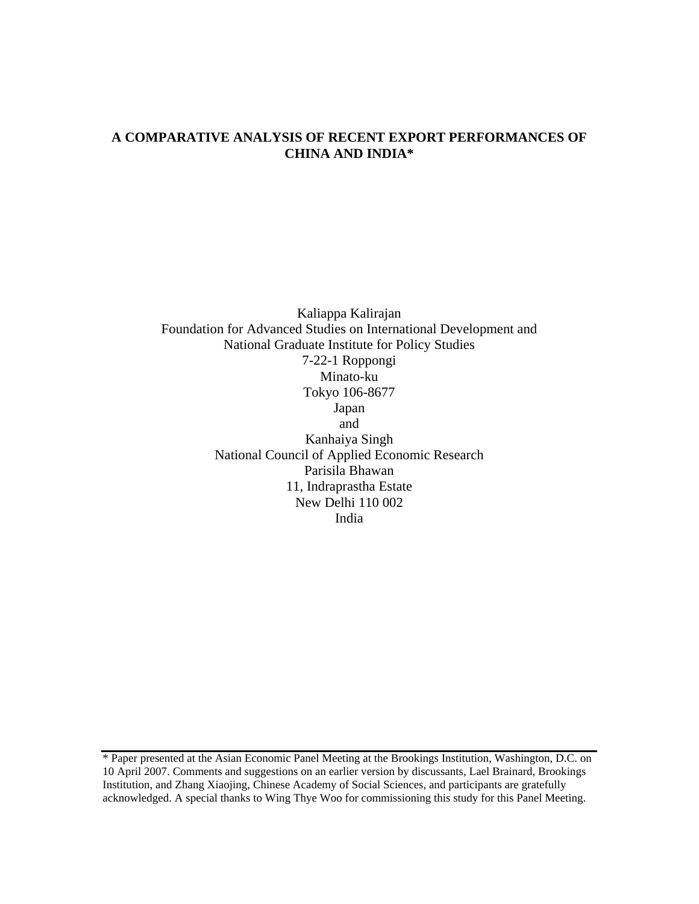# A COMPARATIVE ANALYSIS OF RECENT EXPORT PERFORMANCES OF CHINA AND INDIA*

Kaliappa Kalirajan
Foundation for Advanced Studies on International Development and
National Graduate Institute for Policy Studies
7-22-1 Roppongi
Minato-ku
Tokyo 106-8677
Japan
and
Kanhaiya Singh
National Council of Applied Economic Research
Parisila Bhawan
11, Indraprastha Estate
New Delhi 110 002
India

---

* Paper presented at the Asian Economic Panel Meeting at the Brookings Institution, Washington, D.C. on 10 April 2007. Comments and suggestions on an earlier version by discussants, Lael Brainard, Brookings Institution, and Zhang Xiaojing, Chinese Academy of Social Sciences, and participants are gratefully acknowledged. A special thanks to Wing Thye Woo for commissioning this study for this Panel Meeting.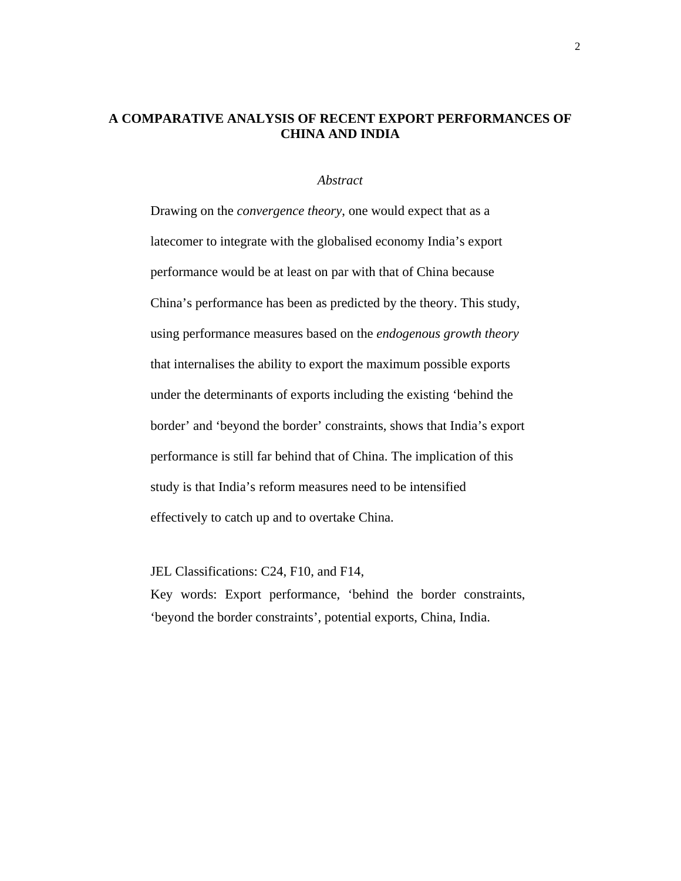# A COMPARATIVE ANALYSIS OF RECENT EXPORT PERFORMANCES OF CHINA AND INDIA

*Abstract*

Drawing on the *convergence theory*, one would expect that as a latecomer to integrate with the globalised economy India's export performance would be at least on par with that of China because China's performance has been as predicted by the theory. This study, using performance measures based on the *endogenous growth theory* that internalises the ability to export the maximum possible exports under the determinants of exports including the existing 'behind the border' and 'beyond the border' constraints, shows that India's export performance is still far behind that of China. The implication of this study is that India's reform measures need to be intensified effectively to catch up and to overtake China.

JEL Classifications: C24, F10, and F14,

Key words: Export performance, 'behind the border constraints, 'beyond the border constraints', potential exports, China, India.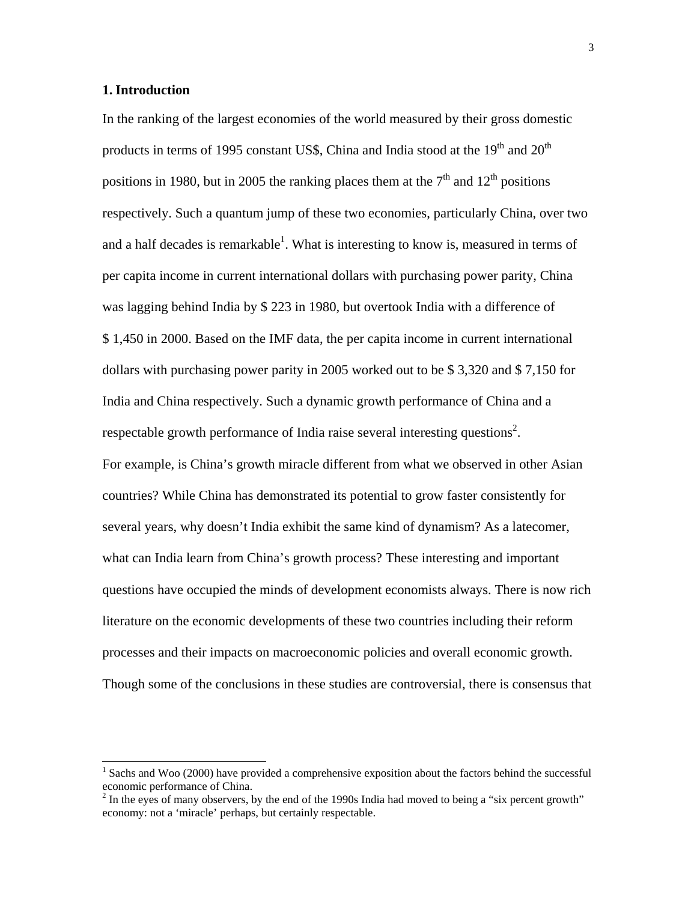## 1. Introduction

In the ranking of the largest economies of the world measured by their gross domestic products in terms of 1995 constant US$, China and India stood at the $19^{th}$ and $20^{th}$ positions in 1980, but in 2005 the ranking places them at the $7^{th}$ and $12^{th}$ positions respectively. Such a quantum jump of these two economies, particularly China, over two and a half decades is remarkable[1]. What is interesting to know is, measured in terms of per capita income in current international dollars with purchasing power parity, China was lagging behind India by $ 223 in 1980, but overtook India with a difference of $ 1,450 in 2000. Based on the IMF data, the per capita income in current international dollars with purchasing power parity in 2005 worked out to be $ 3,320 and $ 7,150 for India and China respectively. Such a dynamic growth performance of China and a respectable growth performance of India raise several interesting questions[2].

For example, is China's growth miracle different from what we observed in other Asian countries? While China has demonstrated its potential to grow faster consistently for several years, why doesn't India exhibit the same kind of dynamism? As a latecomer, what can India learn from China's growth process? These interesting and important questions have occupied the minds of development economists always. There is now rich literature on the economic developments of these two countries including their reform processes and their impacts on macroeconomic policies and overall economic growth. Though some of the conclusions in these studies are controversial, there is consensus that

[1] Sachs and Woo (2000) have provided a comprehensive exposition about the factors behind the successful economic performance of China.

[2] In the eyes of many observers, by the end of the 1990s India had moved to being a "six percent growth" economy: not a 'miracle' perhaps, but certainly respectable.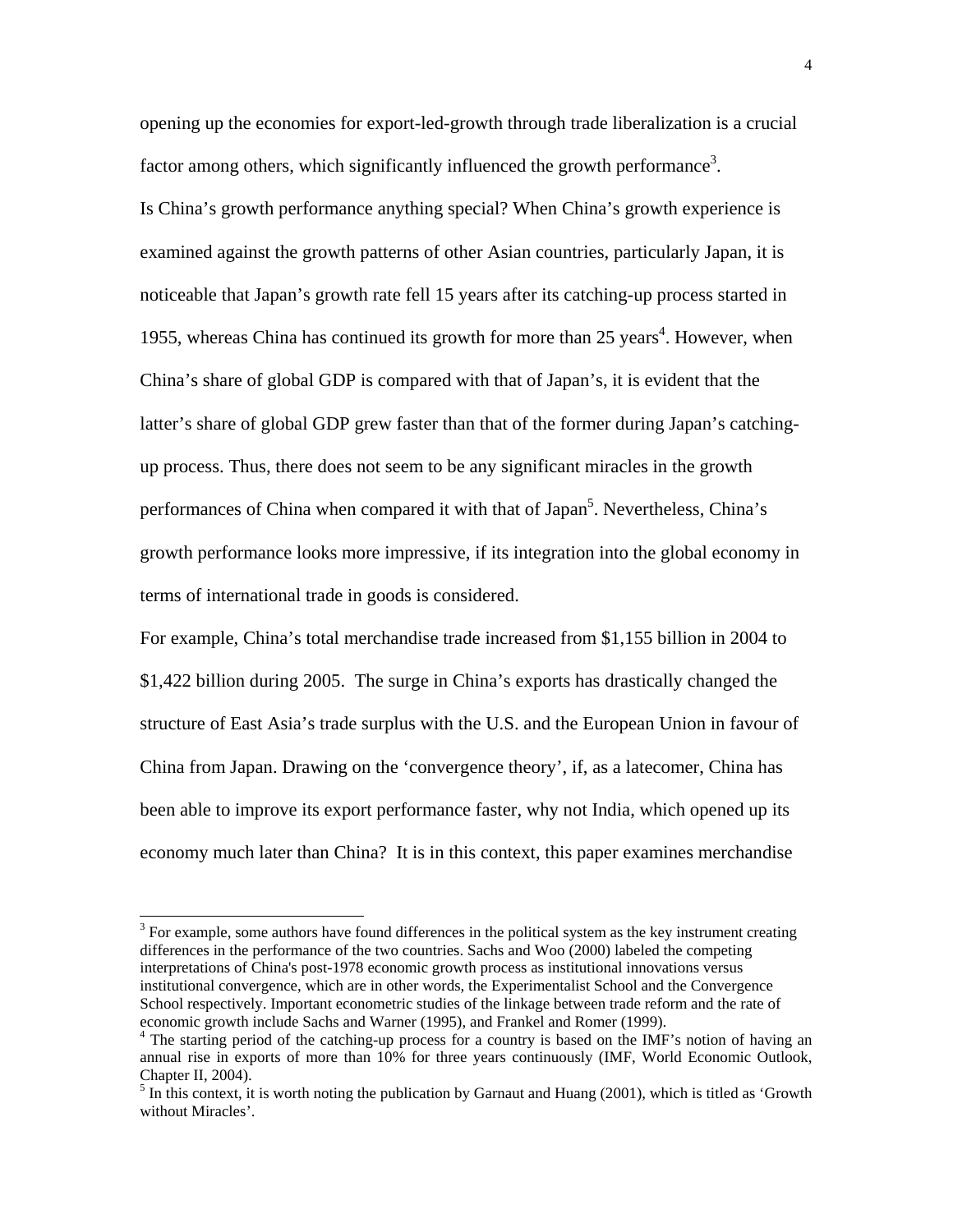opening up the economies for export-led-growth through trade liberalization is a crucial factor among others, which significantly influenced the growth performance[3].

Is China's growth performance anything special? When China's growth experience is examined against the growth patterns of other Asian countries, particularly Japan, it is noticeable that Japan's growth rate fell 15 years after its catching-up process started in 1955, whereas China has continued its growth for more than 25 years[4]. However, when China's share of global GDP is compared with that of Japan's, it is evident that the latter's share of global GDP grew faster than that of the former during Japan's catching-up process. Thus, there does not seem to be any significant miracles in the growth performances of China when compared it with that of Japan[5]. Nevertheless, China's growth performance looks more impressive, if its integration into the global economy in terms of international trade in goods is considered.

For example, China's total merchandise trade increased from $1,155 billion in 2004 to $1,422 billion during 2005. The surge in China's exports has drastically changed the structure of East Asia's trade surplus with the U.S. and the European Union in favour of China from Japan. Drawing on the 'convergence theory', if, as a latecomer, China has been able to improve its export performance faster, why not India, which opened up its economy much later than China? It is in this context, this paper examines merchandise

---

[3] For example, some authors have found differences in the political system as the key instrument creating differences in the performance of the two countries. Sachs and Woo (2000) labeled the competing interpretations of China's post-1978 economic growth process as institutional innovations versus institutional convergence, which are in other words, the Experimentalist School and the Convergence School respectively. Important econometric studies of the linkage between trade reform and the rate of economic growth include Sachs and Warner (1995), and Frankel and Romer (1999).

[4] The starting period of the catching-up process for a country is based on the IMF's notion of having an annual rise in exports of more than 10% for three years continuously (IMF, World Economic Outlook, Chapter II, 2004).

[5] In this context, it is worth noting the publication by Garnaut and Huang (2001), which is titled as 'Growth without Miracles'.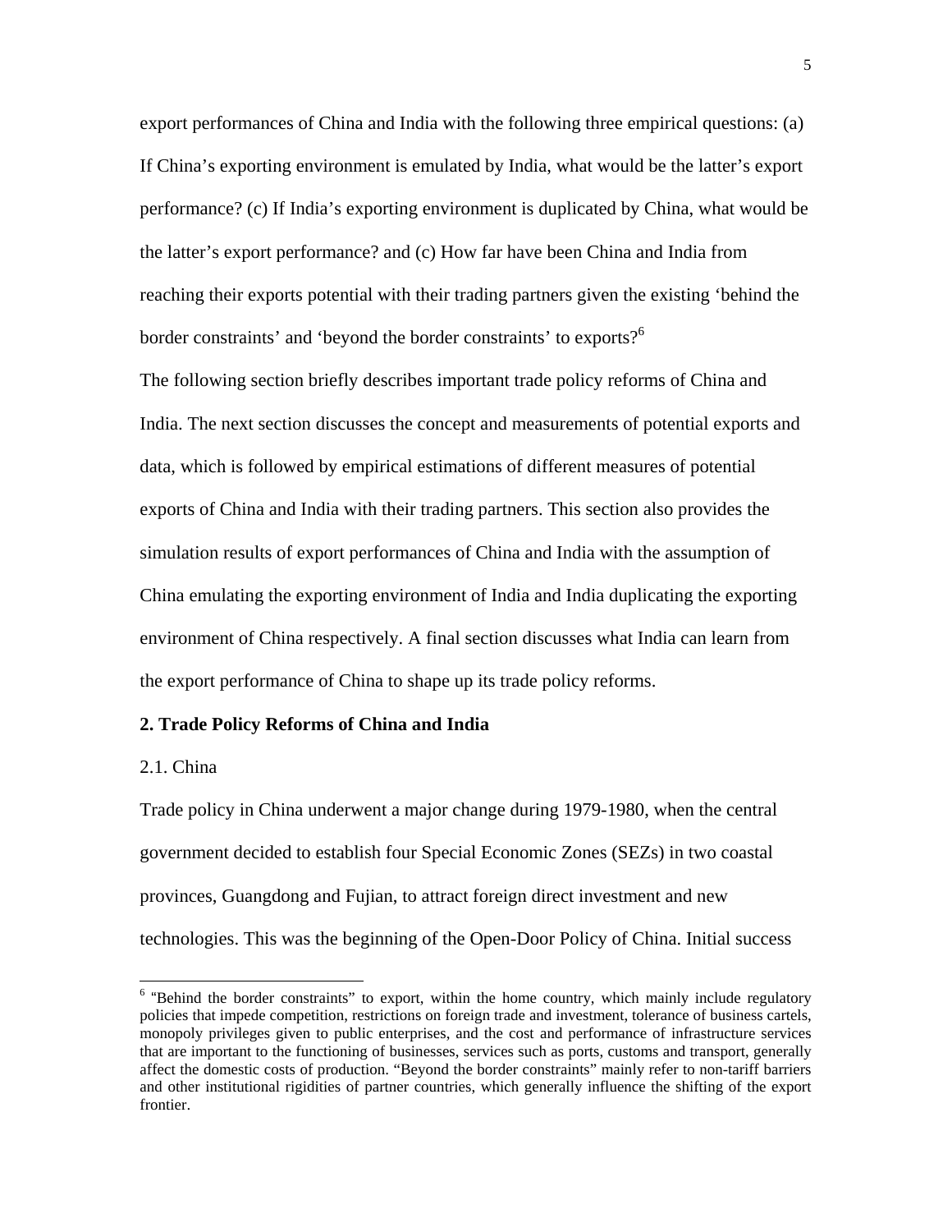export performances of China and India with the following three empirical questions: (a) If China's exporting environment is emulated by India, what would be the latter's export performance? (c) If India's exporting environment is duplicated by China, what would be the latter's export performance? and (c) How far have been China and India from reaching their exports potential with their trading partners given the existing 'behind the border constraints' and 'beyond the border constraints' to exports?[6]

The following section briefly describes important trade policy reforms of China and India. The next section discusses the concept and measurements of potential exports and data, which is followed by empirical estimations of different measures of potential exports of China and India with their trading partners. This section also provides the simulation results of export performances of China and India with the assumption of China emulating the exporting environment of India and India duplicating the exporting environment of China respectively. A final section discusses what India can learn from the export performance of China to shape up its trade policy reforms.

## 2. Trade Policy Reforms of China and India

### 2.1. China

Trade policy in China underwent a major change during 1979-1980, when the central government decided to establish four Special Economic Zones (SEZs) in two coastal provinces, Guangdong and Fujian, to attract foreign direct investment and new technologies. This was the beginning of the Open-Door Policy of China. Initial success

---

[6] "Behind the border constraints" to export, within the home country, which mainly include regulatory policies that impede competition, restrictions on foreign trade and investment, tolerance of business cartels, monopoly privileges given to public enterprises, and the cost and performance of infrastructure services that are important to the functioning of businesses, services such as ports, customs and transport, generally affect the domestic costs of production. "Beyond the border constraints" mainly refer to non-tariff barriers and other institutional rigidities of partner countries, which generally influence the shifting of the export frontier.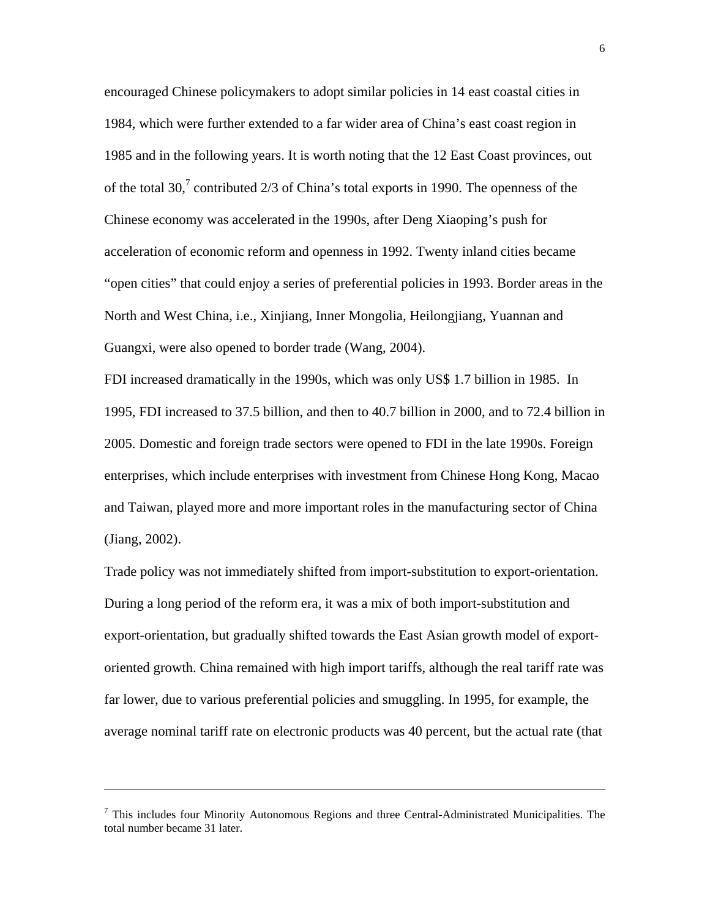encouraged Chinese policymakers to adopt similar policies in 14 east coastal cities in 1984, which were further extended to a far wider area of China's east coast region in 1985 and in the following years. It is worth noting that the 12 East Coast provinces, out of the total 30,[7] contributed 2/3 of China's total exports in 1990. The openness of the Chinese economy was accelerated in the 1990s, after Deng Xiaoping's push for acceleration of economic reform and openness in 1992. Twenty inland cities became "open cities" that could enjoy a series of preferential policies in 1993. Border areas in the North and West China, i.e., Xinjiang, Inner Mongolia, Heilongjiang, Yuannan and Guangxi, were also opened to border trade (Wang, 2004).

FDI increased dramatically in the 1990s, which was only US$ 1.7 billion in 1985. In 1995, FDI increased to 37.5 billion, and then to 40.7 billion in 2000, and to 72.4 billion in 2005. Domestic and foreign trade sectors were opened to FDI in the late 1990s. Foreign enterprises, which include enterprises with investment from Chinese Hong Kong, Macao and Taiwan, played more and more important roles in the manufacturing sector of China (Jiang, 2002).

Trade policy was not immediately shifted from import-substitution to export-orientation. During a long period of the reform era, it was a mix of both import-substitution and export-orientation, but gradually shifted towards the East Asian growth model of export-oriented growth. China remained with high import tariffs, although the real tariff rate was far lower, due to various preferential policies and smuggling. In 1995, for example, the average nominal tariff rate on electronic products was 40 percent, but the actual rate (that

---

[7] This includes four Minority Autonomous Regions and three Central-Administrated Municipalities. The total number became 31 later.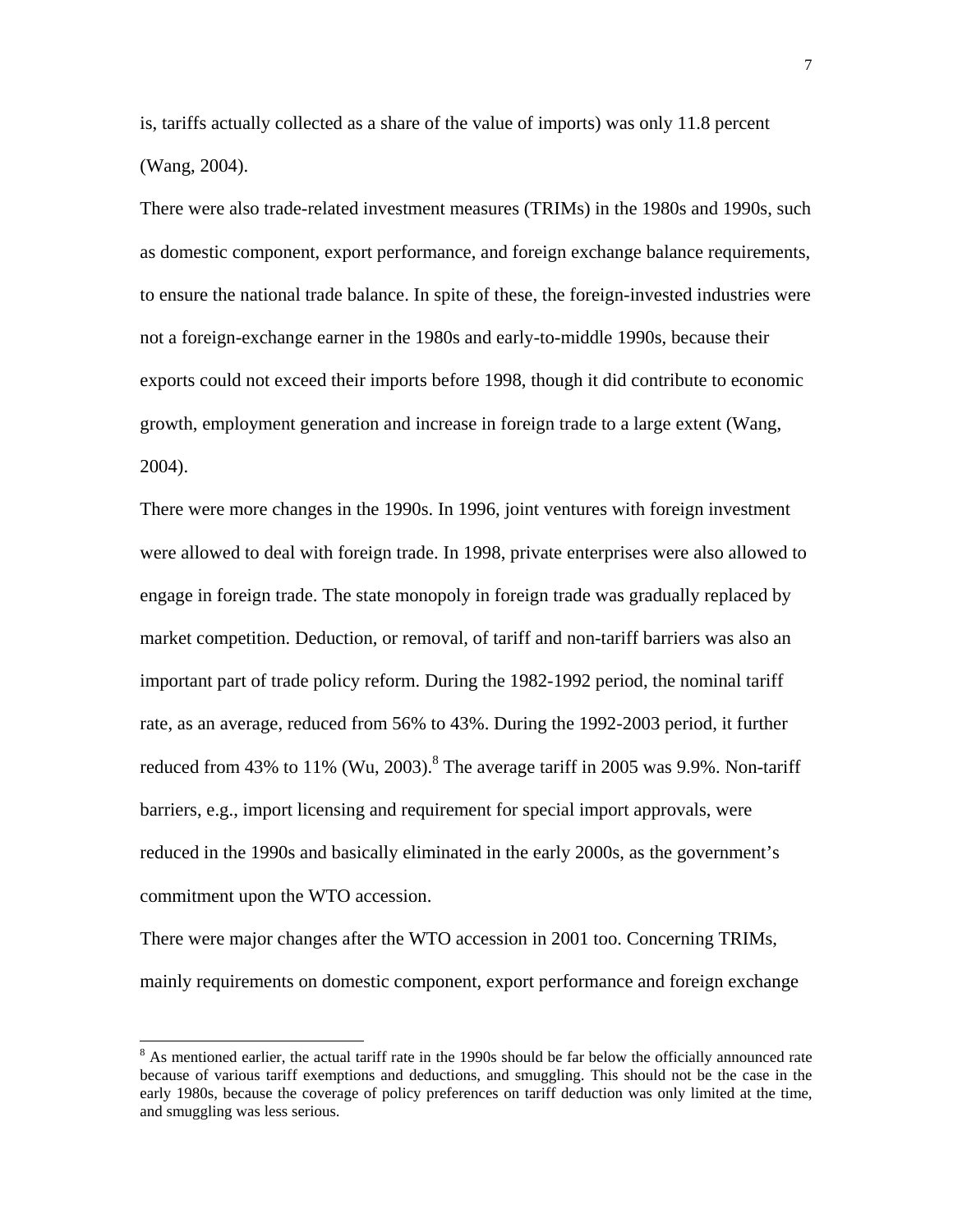is, tariffs actually collected as a share of the value of imports) was only 11.8 percent (Wang, 2004).

There were also trade-related investment measures (TRIMs) in the 1980s and 1990s, such as domestic component, export performance, and foreign exchange balance requirements, to ensure the national trade balance. In spite of these, the foreign-invested industries were not a foreign-exchange earner in the 1980s and early-to-middle 1990s, because their exports could not exceed their imports before 1998, though it did contribute to economic growth, employment generation and increase in foreign trade to a large extent (Wang, 2004).

There were more changes in the 1990s. In 1996, joint ventures with foreign investment were allowed to deal with foreign trade. In 1998, private enterprises were also allowed to engage in foreign trade. The state monopoly in foreign trade was gradually replaced by market competition. Deduction, or removal, of tariff and non-tariff barriers was also an important part of trade policy reform. During the 1982-1992 period, the nominal tariff rate, as an average, reduced from 56% to 43%. During the 1992-2003 period, it further reduced from 43% to 11% (Wu, 2003).[8] The average tariff in 2005 was 9.9%. Non-tariff barriers, e.g., import licensing and requirement for special import approvals, were reduced in the 1990s and basically eliminated in the early 2000s, as the government's commitment upon the WTO accession.

There were major changes after the WTO accession in 2001 too. Concerning TRIMs, mainly requirements on domestic component, export performance and foreign exchange

[8] As mentioned earlier, the actual tariff rate in the 1990s should be far below the officially announced rate because of various tariff exemptions and deductions, and smuggling. This should not be the case in the early 1980s, because the coverage of policy preferences on tariff deduction was only limited at the time, and smuggling was less serious.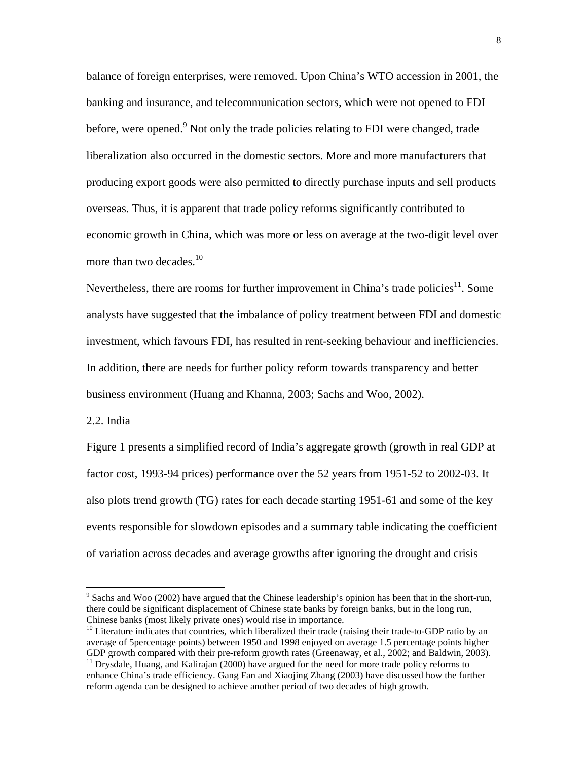balance of foreign enterprises, were removed. Upon China's WTO accession in 2001, the banking and insurance, and telecommunication sectors, which were not opened to FDI before, were opened.[9] Not only the trade policies relating to FDI were changed, trade liberalization also occurred in the domestic sectors. More and more manufacturers that producing export goods were also permitted to directly purchase inputs and sell products overseas. Thus, it is apparent that trade policy reforms significantly contributed to economic growth in China, which was more or less on average at the two-digit level over more than two decades.[10]

Nevertheless, there are rooms for further improvement in China's trade policies[11]. Some analysts have suggested that the imbalance of policy treatment between FDI and domestic investment, which favours FDI, has resulted in rent-seeking behaviour and inefficiencies. In addition, there are needs for further policy reform towards transparency and better business environment (Huang and Khanna, 2003; Sachs and Woo, 2002).

## 2.2. India

Figure 1 presents a simplified record of India's aggregate growth (growth in real GDP at factor cost, 1993-94 prices) performance over the 52 years from 1951-52 to 2002-03. It also plots trend growth (TG) rates for each decade starting 1951-61 and some of the key events responsible for slowdown episodes and a summary table indicating the coefficient of variation across decades and average growths after ignoring the drought and crisis

---

[9] Sachs and Woo (2002) have argued that the Chinese leadership's opinion has been that in the short-run, there could be significant displacement of Chinese state banks by foreign banks, but in the long run, Chinese banks (most likely private ones) would rise in importance.

[10] Literature indicates that countries, which liberalized their trade (raising their trade-to-GDP ratio by an average of 5percentage points) between 1950 and 1998 enjoyed on average 1.5 percentage points higher GDP growth compared with their pre-reform growth rates (Greenaway, et al., 2002; and Baldwin, 2003).

[11] Drysdale, Huang, and Kalirajan (2000) have argued for the need for more trade policy reforms to enhance China's trade efficiency. Gang Fan and Xiaojing Zhang (2003) have discussed how the further reform agenda can be designed to achieve another period of two decades of high growth.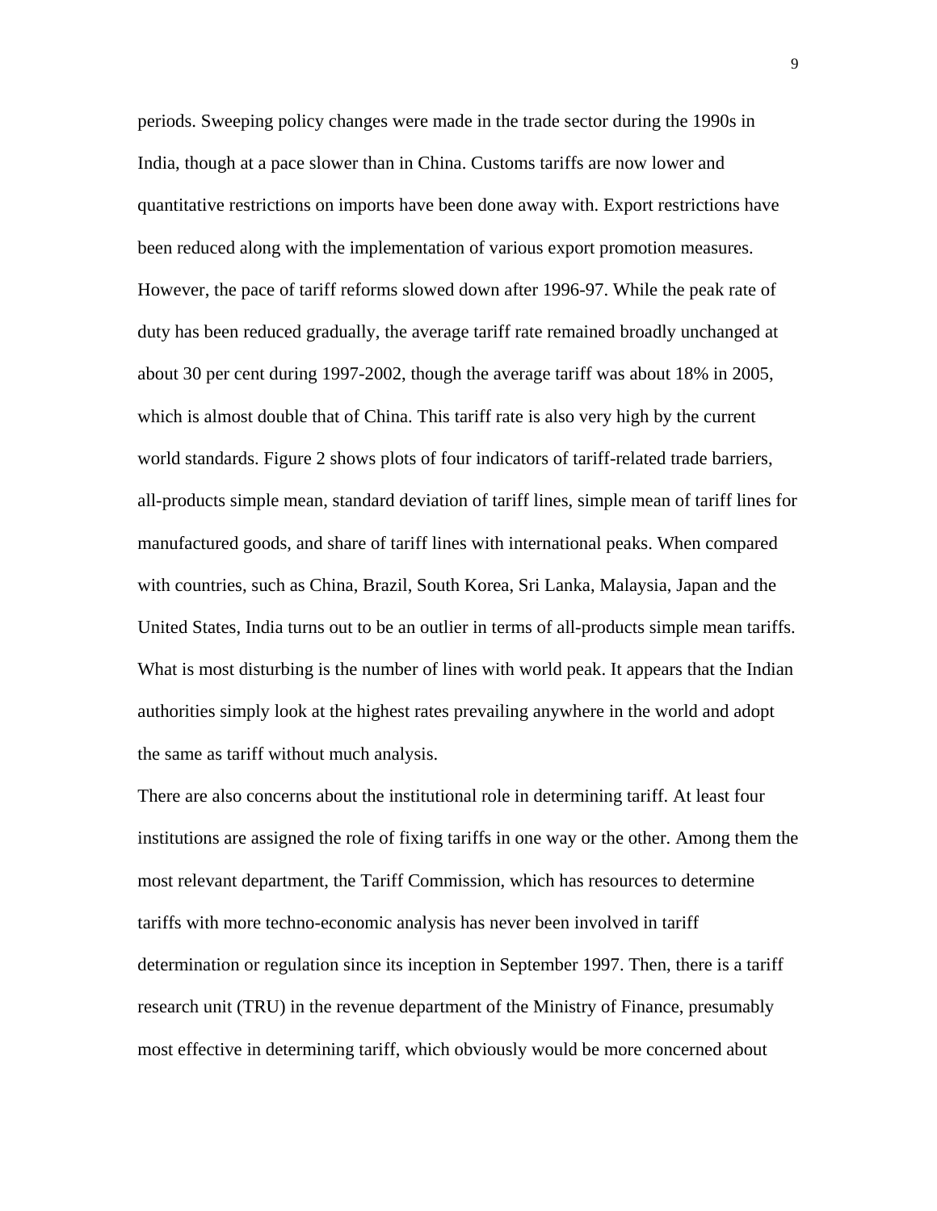periods. Sweeping policy changes were made in the trade sector during the 1990s in India, though at a pace slower than in China. Customs tariffs are now lower and quantitative restrictions on imports have been done away with. Export restrictions have been reduced along with the implementation of various export promotion measures. However, the pace of tariff reforms slowed down after 1996-97. While the peak rate of duty has been reduced gradually, the average tariff rate remained broadly unchanged at about 30 per cent during 1997-2002, though the average tariff was about 18% in 2005, which is almost double that of China. This tariff rate is also very high by the current world standards. Figure 2 shows plots of four indicators of tariff-related trade barriers, all-products simple mean, standard deviation of tariff lines, simple mean of tariff lines for manufactured goods, and share of tariff lines with international peaks. When compared with countries, such as China, Brazil, South Korea, Sri Lanka, Malaysia, Japan and the United States, India turns out to be an outlier in terms of all-products simple mean tariffs. What is most disturbing is the number of lines with world peak. It appears that the Indian authorities simply look at the highest rates prevailing anywhere in the world and adopt the same as tariff without much analysis.

There are also concerns about the institutional role in determining tariff. At least four institutions are assigned the role of fixing tariffs in one way or the other. Among them the most relevant department, the Tariff Commission, which has resources to determine tariffs with more techno-economic analysis has never been involved in tariff determination or regulation since its inception in September 1997. Then, there is a tariff research unit (TRU) in the revenue department of the Ministry of Finance, presumably most effective in determining tariff, which obviously would be more concerned about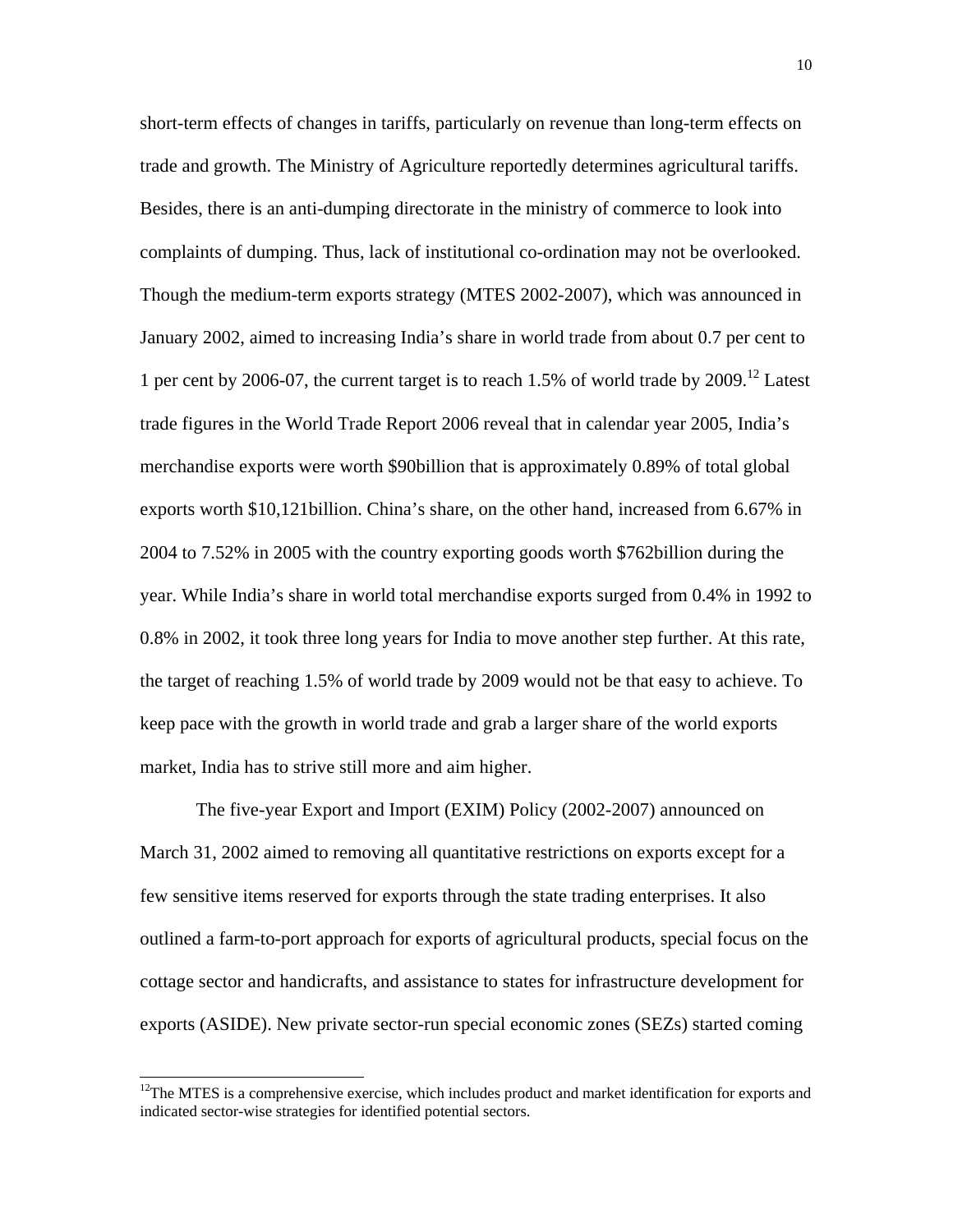short-term effects of changes in tariffs, particularly on revenue than long-term effects on trade and growth. The Ministry of Agriculture reportedly determines agricultural tariffs. Besides, there is an anti-dumping directorate in the ministry of commerce to look into complaints of dumping. Thus, lack of institutional co-ordination may not be overlooked. Though the medium-term exports strategy (MTES 2002-2007), which was announced in January 2002, aimed to increasing India's share in world trade from about 0.7 per cent to 1 per cent by 2006-07, the current target is to reach 1.5% of world trade by 2009.[12] Latest trade figures in the World Trade Report 2006 reveal that in calendar year 2005, India's merchandise exports were worth $90billion that is approximately 0.89% of total global exports worth $10,121billion. China's share, on the other hand, increased from 6.67% in 2004 to 7.52% in 2005 with the country exporting goods worth $762billion during the year. While India's share in world total merchandise exports surged from 0.4% in 1992 to 0.8% in 2002, it took three long years for India to move another step further. At this rate, the target of reaching 1.5% of world trade by 2009 would not be that easy to achieve. To keep pace with the growth in world trade and grab a larger share of the world exports market, India has to strive still more and aim higher.

The five-year Export and Import (EXIM) Policy (2002-2007) announced on March 31, 2002 aimed to removing all quantitative restrictions on exports except for a few sensitive items reserved for exports through the state trading enterprises. It also outlined a farm-to-port approach for exports of agricultural products, special focus on the cottage sector and handicrafts, and assistance to states for infrastructure development for exports (ASIDE). New private sector-run special economic zones (SEZs) started coming

[12]The MTES is a comprehensive exercise, which includes product and market identification for exports and indicated sector-wise strategies for identified potential sectors.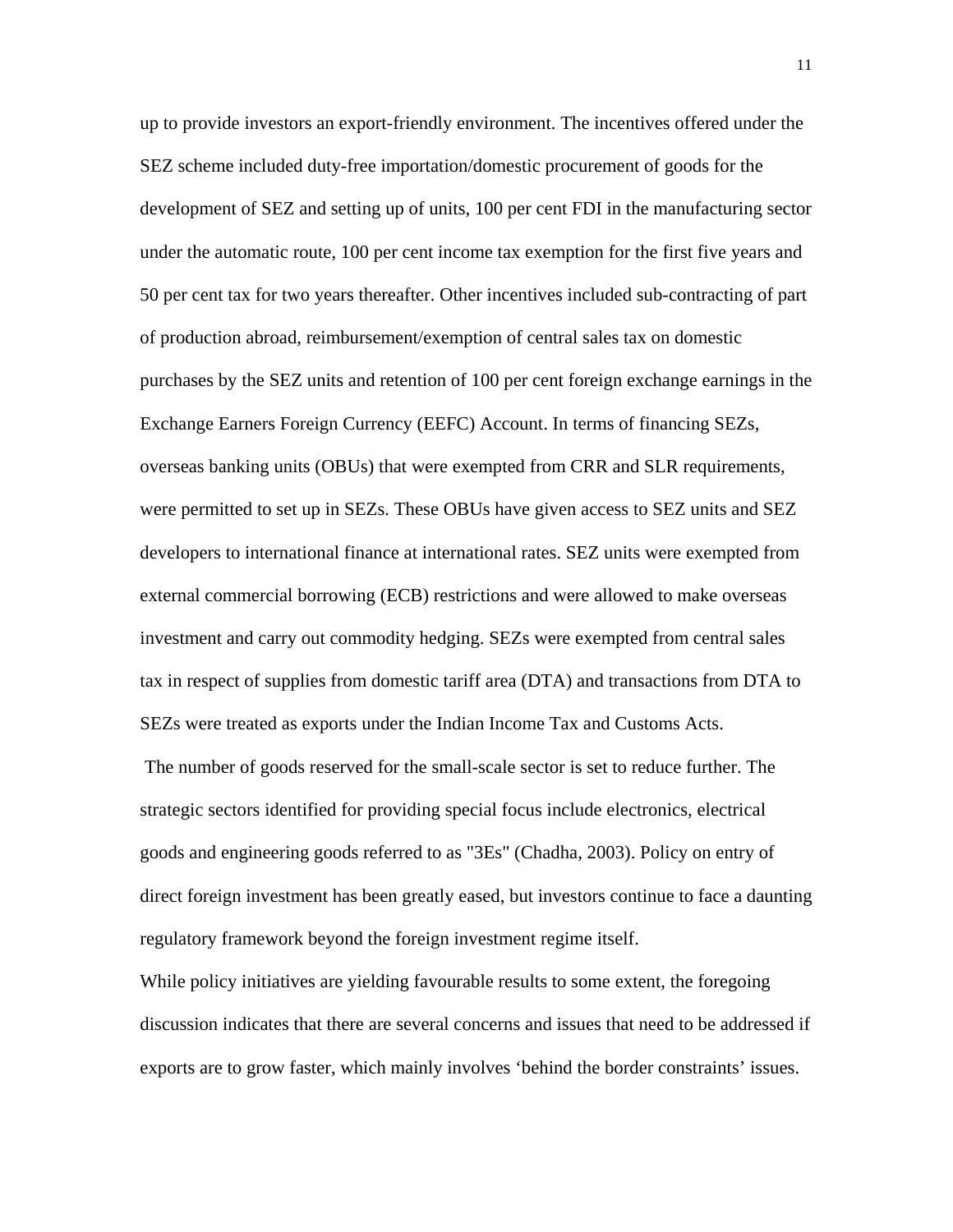up to provide investors an export-friendly environment. The incentives offered under the SEZ scheme included duty-free importation/domestic procurement of goods for the development of SEZ and setting up of units, 100 per cent FDI in the manufacturing sector under the automatic route, 100 per cent income tax exemption for the first five years and 50 per cent tax for two years thereafter. Other incentives included sub-contracting of part of production abroad, reimbursement/exemption of central sales tax on domestic purchases by the SEZ units and retention of 100 per cent foreign exchange earnings in the Exchange Earners Foreign Currency (EEFC) Account. In terms of financing SEZs, overseas banking units (OBUs) that were exempted from CRR and SLR requirements, were permitted to set up in SEZs. These OBUs have given access to SEZ units and SEZ developers to international finance at international rates. SEZ units were exempted from external commercial borrowing (ECB) restrictions and were allowed to make overseas investment and carry out commodity hedging. SEZs were exempted from central sales tax in respect of supplies from domestic tariff area (DTA) and transactions from DTA to SEZs were treated as exports under the Indian Income Tax and Customs Acts.

The number of goods reserved for the small-scale sector is set to reduce further. The strategic sectors identified for providing special focus include electronics, electrical goods and engineering goods referred to as "3Es" (Chadha, 2003). Policy on entry of direct foreign investment has been greatly eased, but investors continue to face a daunting regulatory framework beyond the foreign investment regime itself.

While policy initiatives are yielding favourable results to some extent, the foregoing discussion indicates that there are several concerns and issues that need to be addressed if exports are to grow faster, which mainly involves 'behind the border constraints' issues.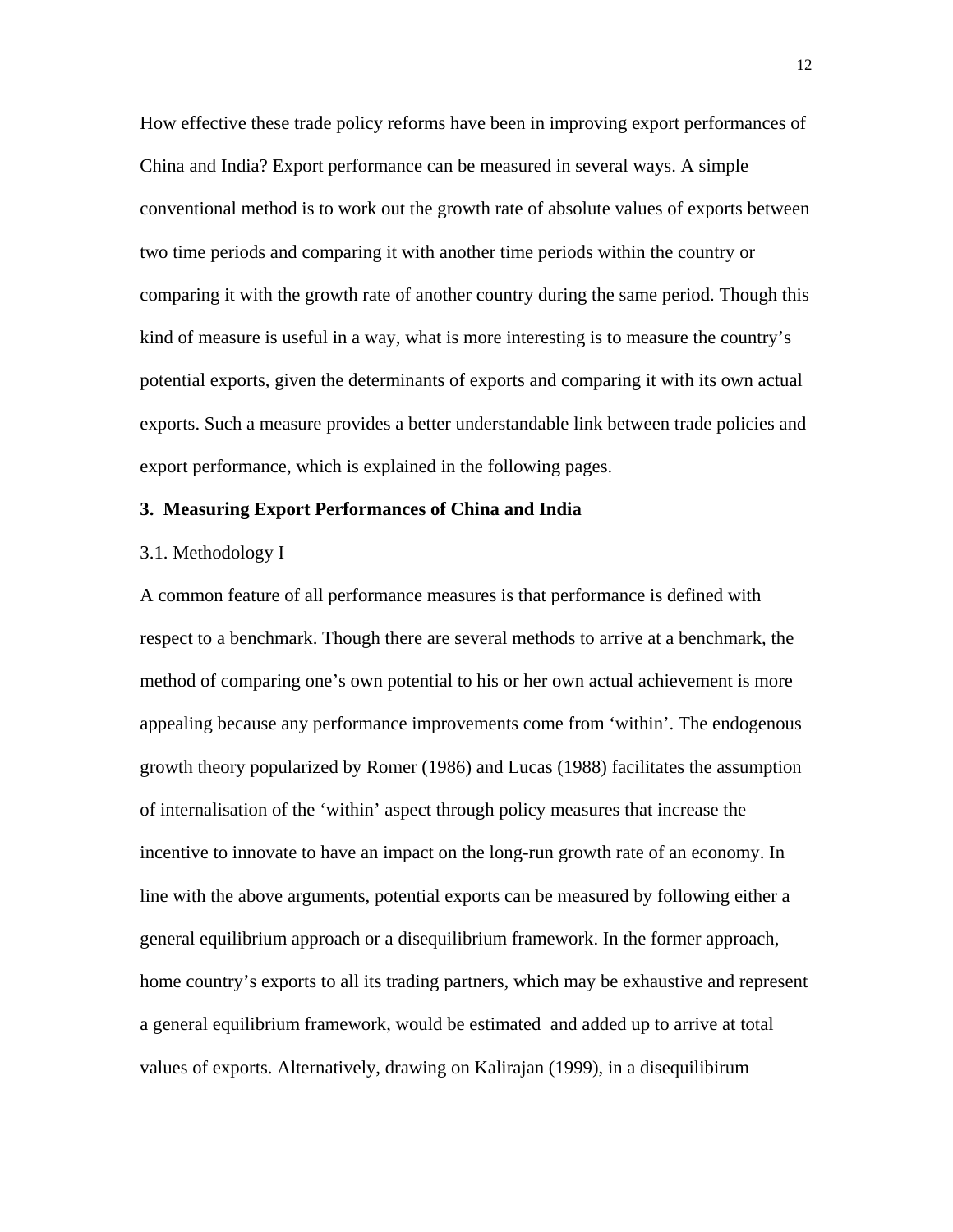How effective these trade policy reforms have been in improving export performances of China and India? Export performance can be measured in several ways. A simple conventional method is to work out the growth rate of absolute values of exports between two time periods and comparing it with another time periods within the country or comparing it with the growth rate of another country during the same period. Though this kind of measure is useful in a way, what is more interesting is to measure the country's potential exports, given the determinants of exports and comparing it with its own actual exports. Such a measure provides a better understandable link between trade policies and export performance, which is explained in the following pages.

## 3. Measuring Export Performances of China and India

### 3.1. Methodology I

A common feature of all performance measures is that performance is defined with respect to a benchmark. Though there are several methods to arrive at a benchmark, the method of comparing one's own potential to his or her own actual achievement is more appealing because any performance improvements come from 'within'. The endogenous growth theory popularized by Romer (1986) and Lucas (1988) facilitates the assumption of internalisation of the 'within' aspect through policy measures that increase the incentive to innovate to have an impact on the long-run growth rate of an economy. In line with the above arguments, potential exports can be measured by following either a general equilibrium approach or a disequilibrium framework. In the former approach, home country's exports to all its trading partners, which may be exhaustive and represent a general equilibrium framework, would be estimated and added up to arrive at total values of exports. Alternatively, drawing on Kalirajan (1999), in a disequilibirum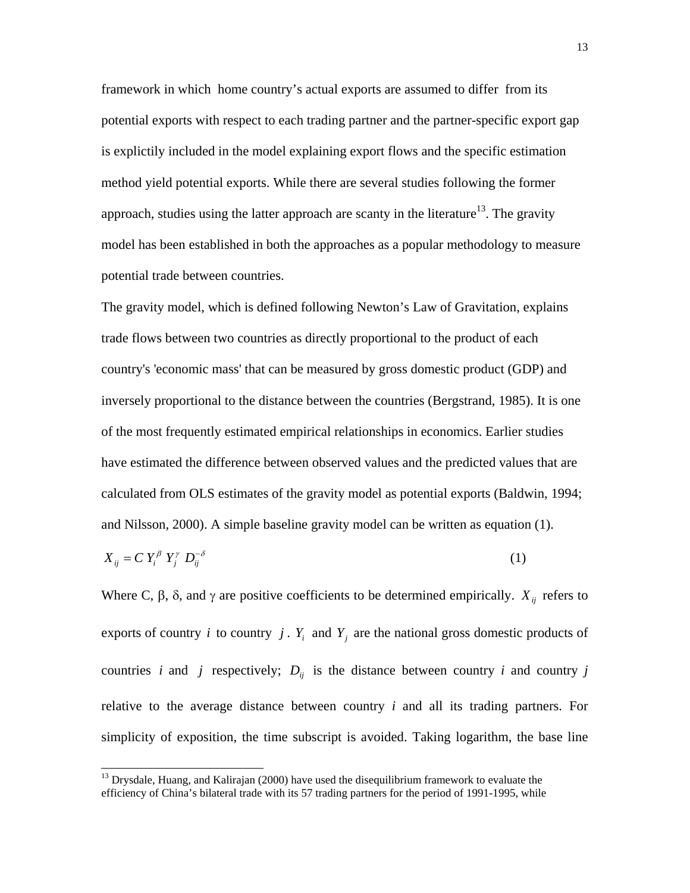framework in which home country's actual exports are assumed to differ from its potential exports with respect to each trading partner and the partner-specific export gap is explictily included in the model explaining export flows and the specific estimation method yield potential exports. While there are several studies following the former approach, studies using the latter approach are scanty in the literature[13]. The gravity model has been established in both the approaches as a popular methodology to measure potential trade between countries.

The gravity model, which is defined following Newton's Law of Gravitation, explains trade flows between two countries as directly proportional to the product of each country's 'economic mass' that can be measured by gross domestic product (GDP) and inversely proportional to the distance between the countries (Bergstrand, 1985). It is one of the most frequently estimated empirical relationships in economics. Earlier studies have estimated the difference between observed values and the predicted values that are calculated from OLS estimates of the gravity model as potential exports (Baldwin, 1994; and Nilsson, 2000). A simple baseline gravity model can be written as equation (1).

$$X_{ij} = C\, Y_i^{\beta}\, Y_j^{\gamma}\, D_{ij}^{-\delta} \tag{1}$$

Where C, β, δ, and γ are positive coefficients to be determined empirically. $X_{ij}$ refers to exports of country $i$ to country $j$. $Y_i$ and $Y_j$ are the national gross domestic products of countries $i$ and $j$ respectively; $D_{ij}$ is the distance between country $i$ and country $j$ relative to the average distance between country $i$ and all its trading partners. For simplicity of exposition, the time subscript is avoided. Taking logarithm, the base line

[13] Drysdale, Huang, and Kalirajan (2000) have used the disequilibrium framework to evaluate the efficiency of China's bilateral trade with its 57 trading partners for the period of 1991-1995, while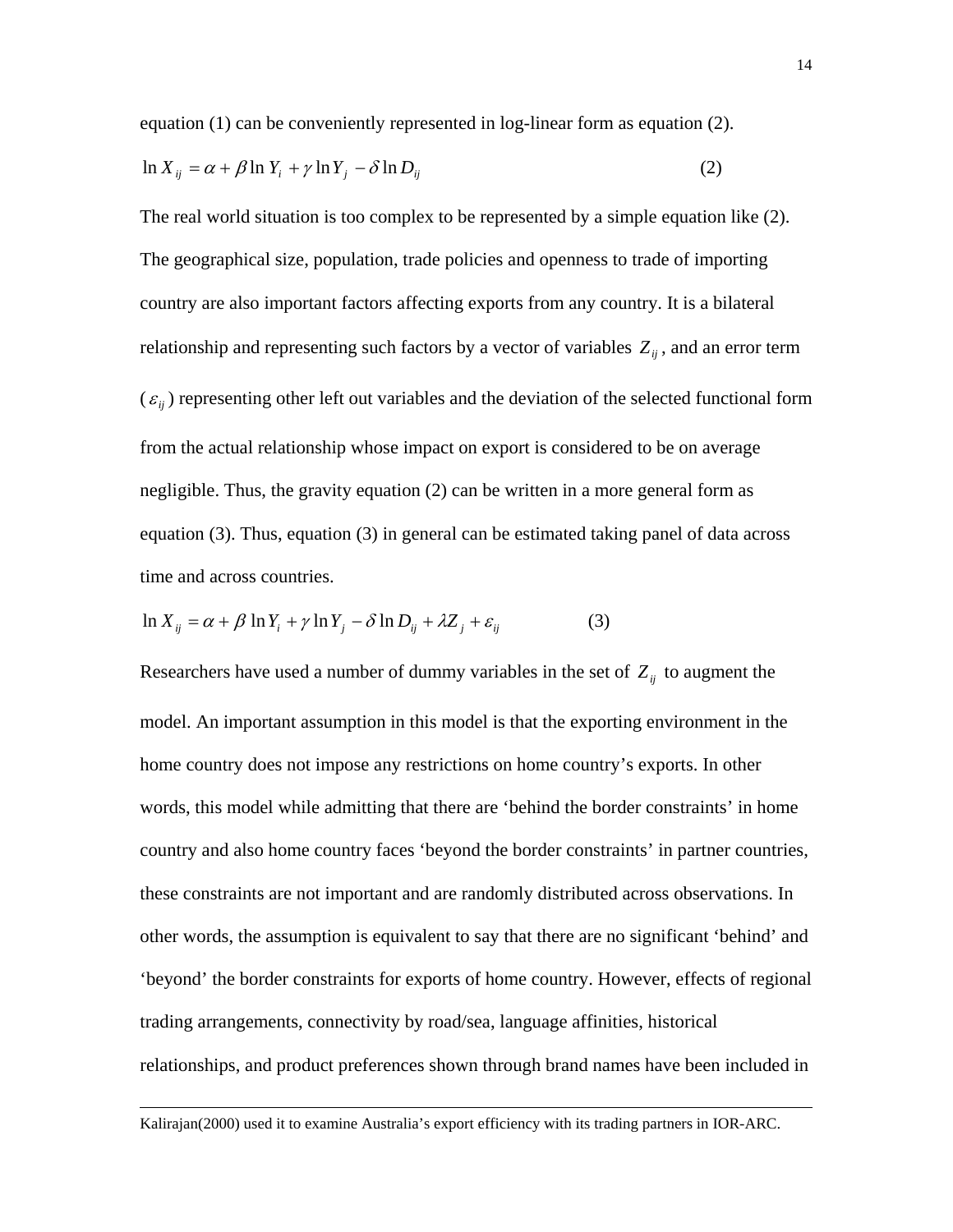equation (1) can be conveniently represented in log-linear form as equation (2).

$$\ln X_{ij} = \alpha + \beta \ln Y_i + \gamma \ln Y_j - \delta \ln D_{ij} \tag{2}$$

The real world situation is too complex to be represented by a simple equation like (2). The geographical size, population, trade policies and openness to trade of importing country are also important factors affecting exports from any country. It is a bilateral relationship and representing such factors by a vector of variables $Z_{ij}$, and an error term ($\varepsilon_{ij}$) representing other left out variables and the deviation of the selected functional form from the actual relationship whose impact on export is considered to be on average negligible. Thus, the gravity equation (2) can be written in a more general form as equation (3). Thus, equation (3) in general can be estimated taking panel of data across time and across countries.

$$\ln X_{ij} = \alpha + \beta \ln Y_i + \gamma \ln Y_j - \delta \ln D_{ij} + \lambda Z_j + \varepsilon_{ij} \tag{3}$$

Researchers have used a number of dummy variables in the set of $Z_{ij}$ to augment the model. An important assumption in this model is that the exporting environment in the home country does not impose any restrictions on home country's exports. In other words, this model while admitting that there are 'behind the border constraints' in home country and also home country faces 'beyond the border constraints' in partner countries, these constraints are not important and are randomly distributed across observations. In other words, the assumption is equivalent to say that there are no significant 'behind' and 'beyond' the border constraints for exports of home country. However, effects of regional trading arrangements, connectivity by road/sea, language affinities, historical relationships, and product preferences shown through brand names have been included in

---

Kalirajan(2000) used it to examine Australia's export efficiency with its trading partners in IOR-ARC.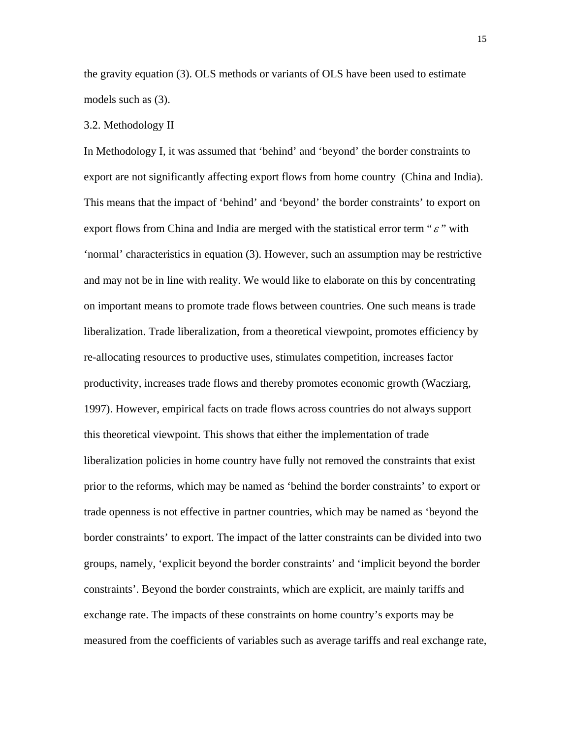the gravity equation (3). OLS methods or variants of OLS have been used to estimate models such as (3).

### 3.2. Methodology II

In Methodology I, it was assumed that 'behind' and 'beyond' the border constraints to export are not significantly affecting export flows from home country (China and India). This means that the impact of 'behind' and 'beyond' the border constraints' to export on export flows from China and India are merged with the statistical error term "$\varepsilon$" with 'normal' characteristics in equation (3). However, such an assumption may be restrictive and may not be in line with reality. We would like to elaborate on this by concentrating on important means to promote trade flows between countries. One such means is trade liberalization. Trade liberalization, from a theoretical viewpoint, promotes efficiency by re-allocating resources to productive uses, stimulates competition, increases factor productivity, increases trade flows and thereby promotes economic growth (Wacziarg, 1997). However, empirical facts on trade flows across countries do not always support this theoretical viewpoint. This shows that either the implementation of trade liberalization policies in home country have fully not removed the constraints that exist prior to the reforms, which may be named as 'behind the border constraints' to export or trade openness is not effective in partner countries, which may be named as 'beyond the border constraints' to export. The impact of the latter constraints can be divided into two groups, namely, 'explicit beyond the border constraints' and 'implicit beyond the border constraints'. Beyond the border constraints, which are explicit, are mainly tariffs and exchange rate. The impacts of these constraints on home country's exports may be measured from the coefficients of variables such as average tariffs and real exchange rate,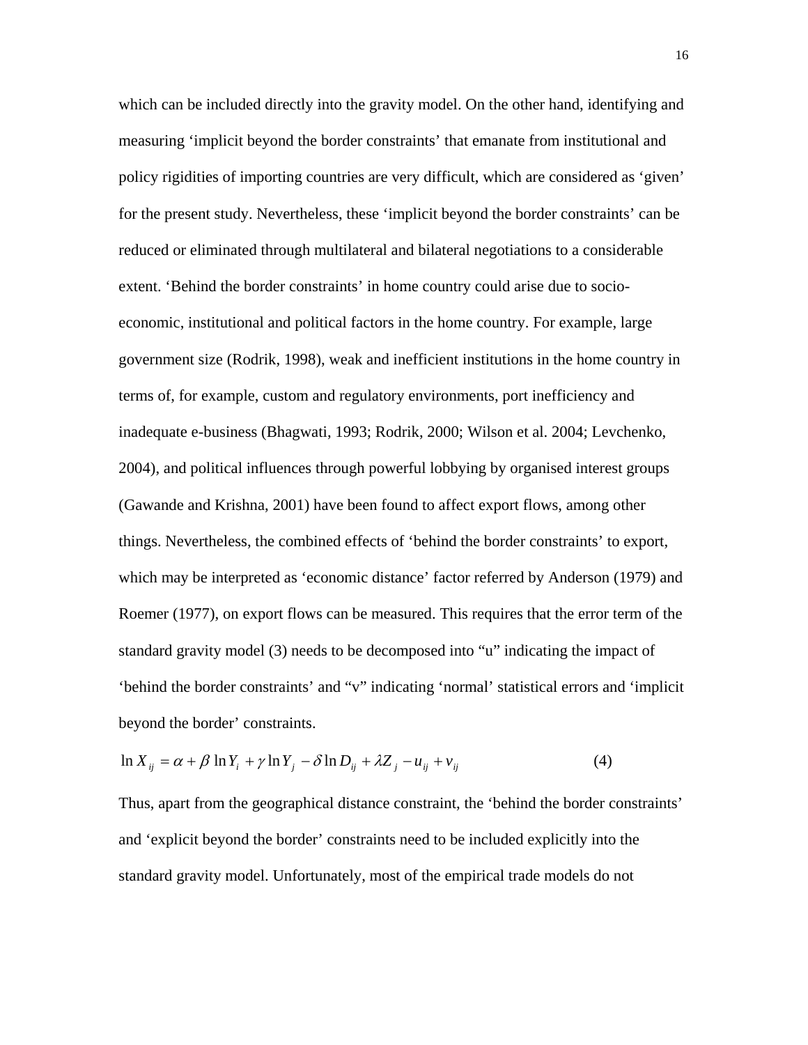which can be included directly into the gravity model. On the other hand, identifying and measuring 'implicit beyond the border constraints' that emanate from institutional and policy rigidities of importing countries are very difficult, which are considered as 'given' for the present study. Nevertheless, these 'implicit beyond the border constraints' can be reduced or eliminated through multilateral and bilateral negotiations to a considerable extent. 'Behind the border constraints' in home country could arise due to socio-economic, institutional and political factors in the home country. For example, large government size (Rodrik, 1998), weak and inefficient institutions in the home country in terms of, for example, custom and regulatory environments, port inefficiency and inadequate e-business (Bhagwati, 1993; Rodrik, 2000; Wilson et al. 2004; Levchenko, 2004), and political influences through powerful lobbying by organised interest groups (Gawande and Krishna, 2001) have been found to affect export flows, among other things. Nevertheless, the combined effects of 'behind the border constraints' to export, which may be interpreted as 'economic distance' factor referred by Anderson (1979) and Roemer (1977), on export flows can be measured. This requires that the error term of the standard gravity model (3) needs to be decomposed into "u" indicating the impact of 'behind the border constraints' and "v" indicating 'normal' statistical errors and 'implicit beyond the border' constraints.

$$\ln X_{ij} = \alpha + \beta \ln Y_i + \gamma \ln Y_j - \delta \ln D_{ij} + \lambda Z_j - u_{ij} + v_{ij} \qquad (4)$$

Thus, apart from the geographical distance constraint, the 'behind the border constraints' and 'explicit beyond the border' constraints need to be included explicitly into the standard gravity model. Unfortunately, most of the empirical trade models do not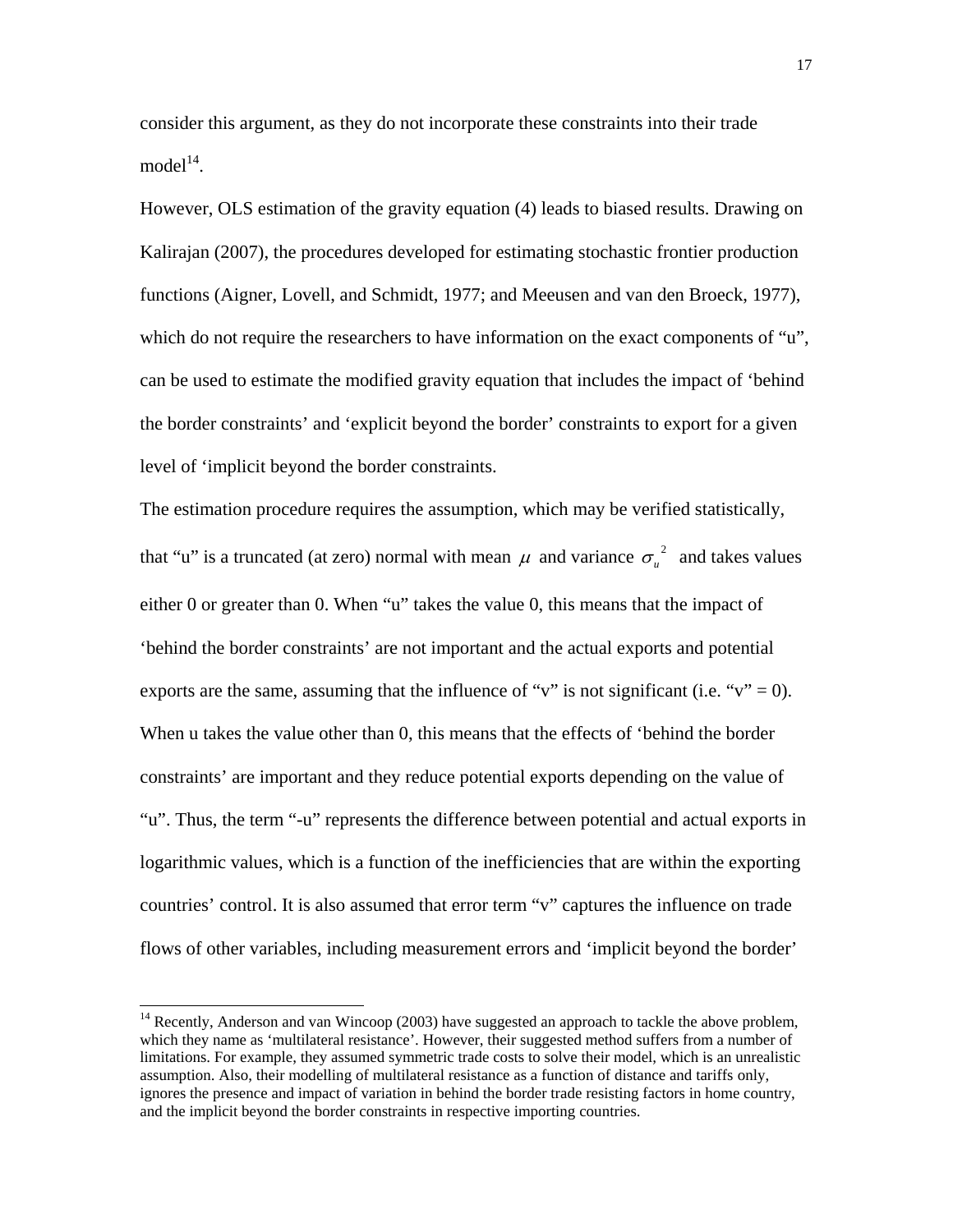consider this argument, as they do not incorporate these constraints into their trade model[14].

However, OLS estimation of the gravity equation (4) leads to biased results. Drawing on Kalirajan (2007), the procedures developed for estimating stochastic frontier production functions (Aigner, Lovell, and Schmidt, 1977; and Meeusen and van den Broeck, 1977), which do not require the researchers to have information on the exact components of "u", can be used to estimate the modified gravity equation that includes the impact of 'behind the border constraints' and 'explicit beyond the border' constraints to export for a given level of 'implicit beyond the border constraints.

The estimation procedure requires the assumption, which may be verified statistically, that "u" is a truncated (at zero) normal with mean $\mu$ and variance $\sigma_u^{\ 2}$ and takes values either 0 or greater than 0. When "u" takes the value 0, this means that the impact of 'behind the border constraints' are not important and the actual exports and potential exports are the same, assuming that the influence of "v" is not significant (i.e. "v" = 0). When u takes the value other than 0, this means that the effects of 'behind the border constraints' are important and they reduce potential exports depending on the value of "u". Thus, the term "-u" represents the difference between potential and actual exports in logarithmic values, which is a function of the inefficiencies that are within the exporting countries' control. It is also assumed that error term "v" captures the influence on trade flows of other variables, including measurement errors and 'implicit beyond the border'

---

[14] Recently, Anderson and van Wincoop (2003) have suggested an approach to tackle the above problem, which they name as 'multilateral resistance'. However, their suggested method suffers from a number of limitations. For example, they assumed symmetric trade costs to solve their model, which is an unrealistic assumption. Also, their modelling of multilateral resistance as a function of distance and tariffs only, ignores the presence and impact of variation in behind the border trade resisting factors in home country, and the implicit beyond the border constraints in respective importing countries.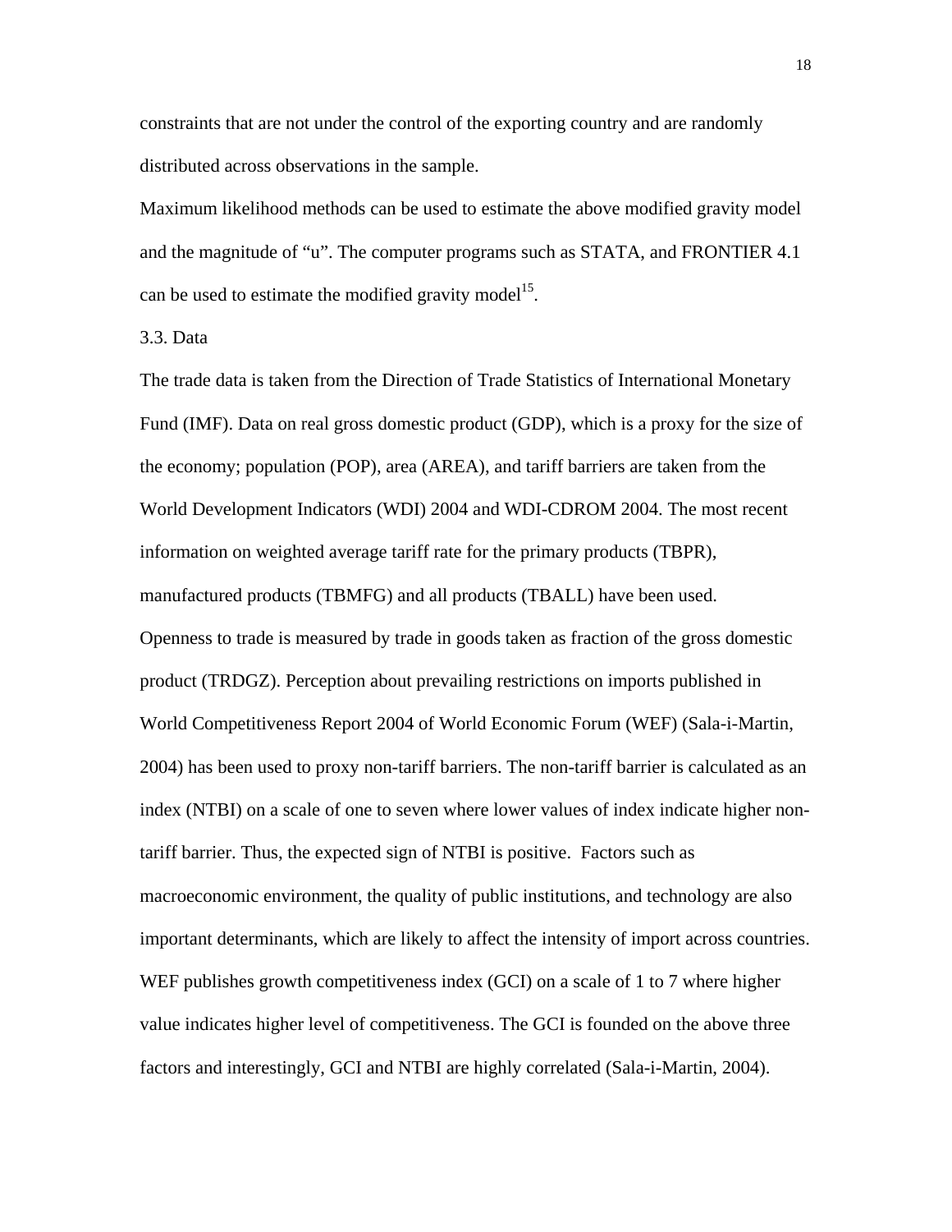constraints that are not under the control of the exporting country and are randomly distributed across observations in the sample.

Maximum likelihood methods can be used to estimate the above modified gravity model and the magnitude of "u". The computer programs such as STATA, and FRONTIER 4.1 can be used to estimate the modified gravity model[15].

3.3. Data

The trade data is taken from the Direction of Trade Statistics of International Monetary Fund (IMF). Data on real gross domestic product (GDP), which is a proxy for the size of the economy; population (POP), area (AREA), and tariff barriers are taken from the World Development Indicators (WDI) 2004 and WDI-CDROM 2004. The most recent information on weighted average tariff rate for the primary products (TBPR), manufactured products (TBMFG) and all products (TBALL) have been used. Openness to trade is measured by trade in goods taken as fraction of the gross domestic product (TRDGZ). Perception about prevailing restrictions on imports published in World Competitiveness Report 2004 of World Economic Forum (WEF) (Sala-i-Martin, 2004) has been used to proxy non-tariff barriers. The non-tariff barrier is calculated as an index (NTBI) on a scale of one to seven where lower values of index indicate higher non-tariff barrier. Thus, the expected sign of NTBI is positive. Factors such as macroeconomic environment, the quality of public institutions, and technology are also important determinants, which are likely to affect the intensity of import across countries. WEF publishes growth competitiveness index (GCI) on a scale of 1 to 7 where higher value indicates higher level of competitiveness. The GCI is founded on the above three factors and interestingly, GCI and NTBI are highly correlated (Sala-i-Martin, 2004).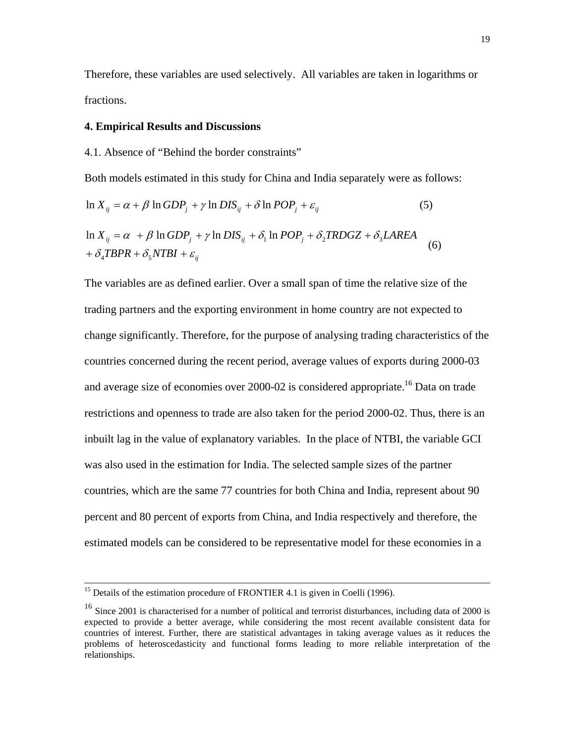Therefore, these variables are used selectively. All variables are taken in logarithms or fractions.

**4. Empirical Results and Discussions**

4.1. Absence of "Behind the border constraints"

Both models estimated in this study for China and India separately were as follows:

$$\ln X_{ij} = \alpha + \beta \ln GDP_j + \gamma \ln DIS_{ij} + \delta \ln POP_j + \varepsilon_{ij} \quad (5)$$

$$\ln X_{ij} = \alpha + \beta \ln GDP_j + \gamma \ln DIS_{ij} + \delta_1 \ln POP_j + \delta_2 TRDGZ + \delta_3 LAREA + \delta_4 TBPR + \delta_5 NTBI + \varepsilon_{ij} \quad (6)$$

The variables are as defined earlier. Over a small span of time the relative size of the trading partners and the exporting environment in home country are not expected to change significantly. Therefore, for the purpose of analysing trading characteristics of the countries concerned during the recent period, average values of exports during 2000-03 and average size of economies over 2000-02 is considered appropriate.[16] Data on trade restrictions and openness to trade are also taken for the period 2000-02. Thus, there is an inbuilt lag in the value of explanatory variables. In the place of NTBI, the variable GCI was also used in the estimation for India. The selected sample sizes of the partner countries, which are the same 77 countries for both China and India, represent about 90 percent and 80 percent of exports from China, and India respectively and therefore, the estimated models can be considered to be representative model for these economies in a

---

[15] Details of the estimation procedure of FRONTIER 4.1 is given in Coelli (1996).

[16] Since 2001 is characterised for a number of political and terrorist disturbances, including data of 2000 is expected to provide a better average, while considering the most recent available consistent data for countries of interest. Further, there are statistical advantages in taking average values as it reduces the problems of heteroscedasticity and functional forms leading to more reliable interpretation of the relationships.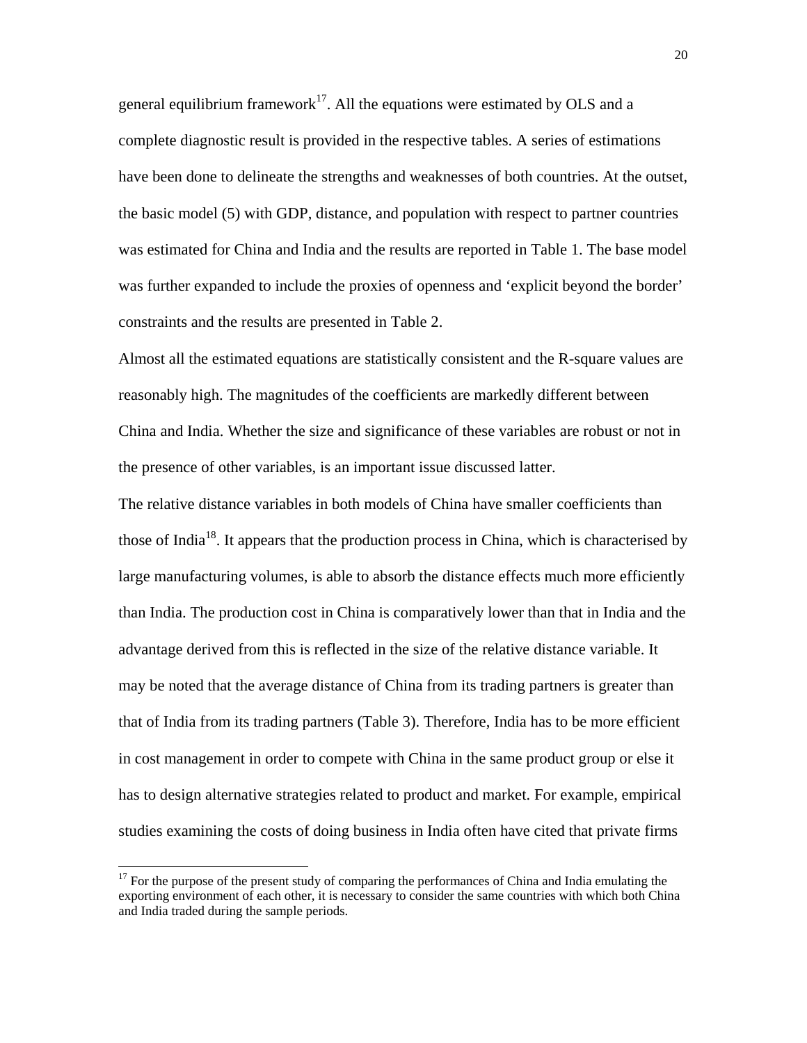general equilibrium framework[17]. All the equations were estimated by OLS and a complete diagnostic result is provided in the respective tables. A series of estimations have been done to delineate the strengths and weaknesses of both countries. At the outset, the basic model (5) with GDP, distance, and population with respect to partner countries was estimated for China and India and the results are reported in Table 1. The base model was further expanded to include the proxies of openness and 'explicit beyond the border' constraints and the results are presented in Table 2.

Almost all the estimated equations are statistically consistent and the R-square values are reasonably high. The magnitudes of the coefficients are markedly different between China and India. Whether the size and significance of these variables are robust or not in the presence of other variables, is an important issue discussed latter.

The relative distance variables in both models of China have smaller coefficients than those of India[18]. It appears that the production process in China, which is characterised by large manufacturing volumes, is able to absorb the distance effects much more efficiently than India. The production cost in China is comparatively lower than that in India and the advantage derived from this is reflected in the size of the relative distance variable. It may be noted that the average distance of China from its trading partners is greater than that of India from its trading partners (Table 3). Therefore, India has to be more efficient in cost management in order to compete with China in the same product group or else it has to design alternative strategies related to product and market. For example, empirical studies examining the costs of doing business in India often have cited that private firms

[17] For the purpose of the present study of comparing the performances of China and India emulating the exporting environment of each other, it is necessary to consider the same countries with which both China and India traded during the sample periods.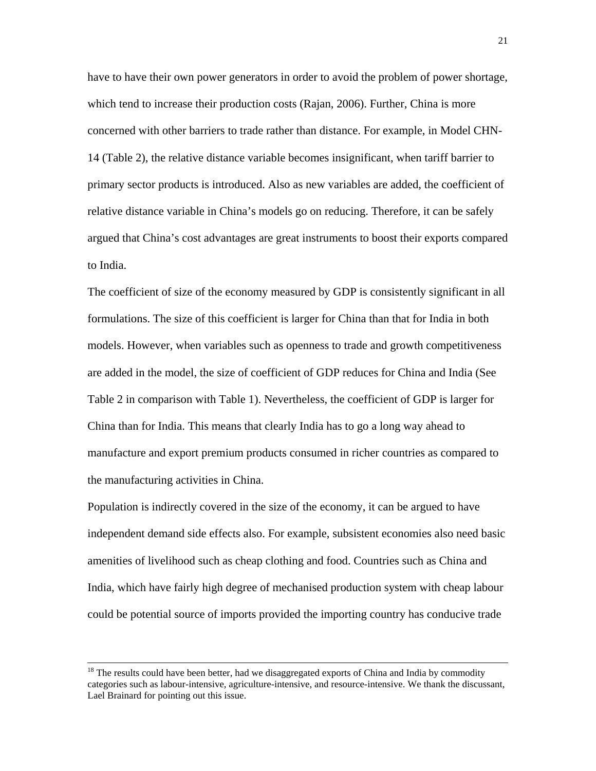have to have their own power generators in order to avoid the problem of power shortage, which tend to increase their production costs (Rajan, 2006). Further, China is more concerned with other barriers to trade rather than distance. For example, in Model CHN-14 (Table 2), the relative distance variable becomes insignificant, when tariff barrier to primary sector products is introduced. Also as new variables are added, the coefficient of relative distance variable in China's models go on reducing. Therefore, it can be safely argued that China's cost advantages are great instruments to boost their exports compared to India.

The coefficient of size of the economy measured by GDP is consistently significant in all formulations. The size of this coefficient is larger for China than that for India in both models. However, when variables such as openness to trade and growth competitiveness are added in the model, the size of coefficient of GDP reduces for China and India (See Table 2 in comparison with Table 1). Nevertheless, the coefficient of GDP is larger for China than for India. This means that clearly India has to go a long way ahead to manufacture and export premium products consumed in richer countries as compared to the manufacturing activities in China.

Population is indirectly covered in the size of the economy, it can be argued to have independent demand side effects also. For example, subsistent economies also need basic amenities of livelihood such as cheap clothing and food. Countries such as China and India, which have fairly high degree of mechanised production system with cheap labour could be potential source of imports provided the importing country has conducive trade

[18] The results could have been better, had we disaggregated exports of China and India by commodity categories such as labour-intensive, agriculture-intensive, and resource-intensive. We thank the discussant, Lael Brainard for pointing out this issue.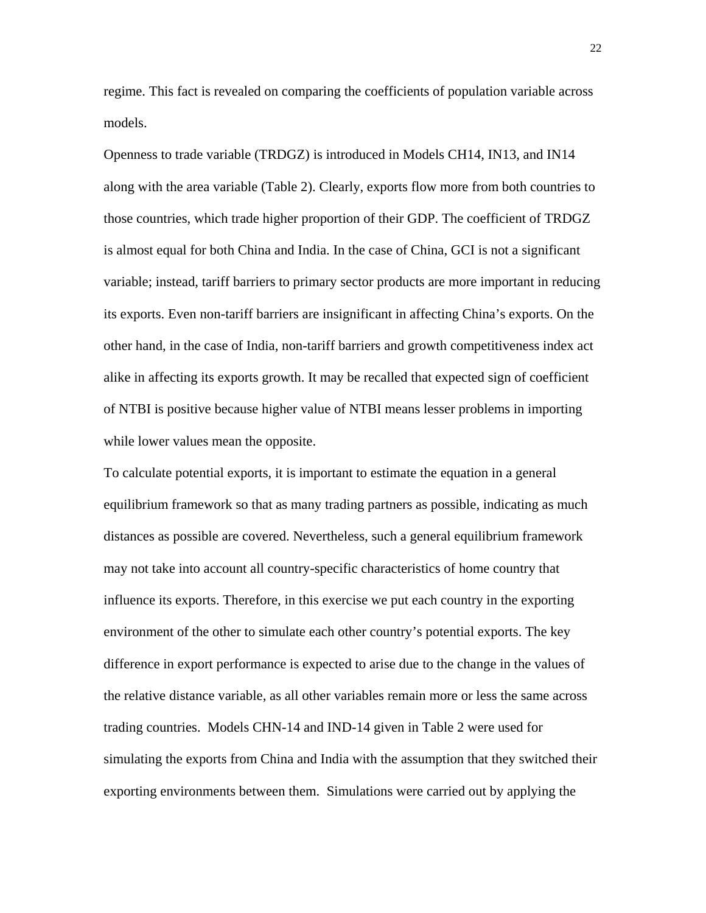regime. This fact is revealed on comparing the coefficients of population variable across models.

Openness to trade variable (TRDGZ) is introduced in Models CH14, IN13, and IN14 along with the area variable (Table 2). Clearly, exports flow more from both countries to those countries, which trade higher proportion of their GDP. The coefficient of TRDGZ is almost equal for both China and India. In the case of China, GCI is not a significant variable; instead, tariff barriers to primary sector products are more important in reducing its exports. Even non-tariff barriers are insignificant in affecting China's exports. On the other hand, in the case of India, non-tariff barriers and growth competitiveness index act alike in affecting its exports growth. It may be recalled that expected sign of coefficient of NTBI is positive because higher value of NTBI means lesser problems in importing while lower values mean the opposite.

To calculate potential exports, it is important to estimate the equation in a general equilibrium framework so that as many trading partners as possible, indicating as much distances as possible are covered. Nevertheless, such a general equilibrium framework may not take into account all country-specific characteristics of home country that influence its exports. Therefore, in this exercise we put each country in the exporting environment of the other to simulate each other country's potential exports. The key difference in export performance is expected to arise due to the change in the values of the relative distance variable, as all other variables remain more or less the same across trading countries. Models CHN-14 and IND-14 given in Table 2 were used for simulating the exports from China and India with the assumption that they switched their exporting environments between them. Simulations were carried out by applying the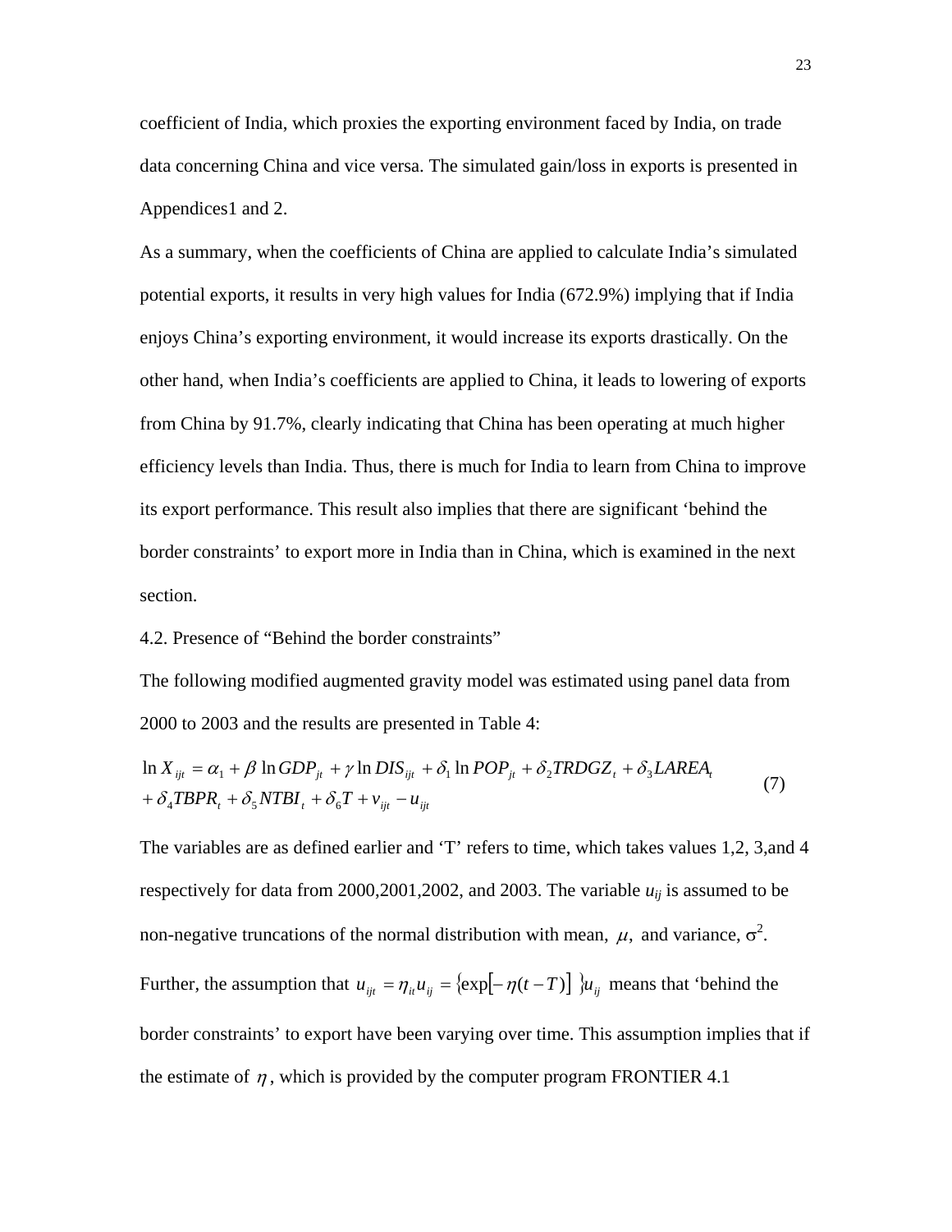coefficient of India, which proxies the exporting environment faced by India, on trade data concerning China and vice versa. The simulated gain/loss in exports is presented in Appendices1 and 2.

As a summary, when the coefficients of China are applied to calculate India's simulated potential exports, it results in very high values for India (672.9%) implying that if India enjoys China's exporting environment, it would increase its exports drastically. On the other hand, when India's coefficients are applied to China, it leads to lowering of exports from China by 91.7%, clearly indicating that China has been operating at much higher efficiency levels than India. Thus, there is much for India to learn from China to improve its export performance. This result also implies that there are significant 'behind the border constraints' to export more in India than in China, which is examined in the next section.

4.2. Presence of "Behind the border constraints"

The following modified augmented gravity model was estimated using panel data from 2000 to 2003 and the results are presented in Table 4:

$$\ln X_{ijt} = \alpha_1 + \beta \ln GDP_{jt} + \gamma \ln DIS_{ijt} + \delta_1 \ln POP_{jt} + \delta_2 TRDGZ_t + \delta_3 LAREA_t + \delta_4 TBPR_t + \delta_5 NTBI_t + \delta_6 T + v_{ijt} - u_{ijt} \quad (7)$$

The variables are as defined earlier and 'T' refers to time, which takes values 1,2, 3,and 4 respectively for data from 2000,2001,2002, and 2003. The variable $u_{ij}$ is assumed to be non-negative truncations of the normal distribution with mean, $\mu$, and variance, $\sigma^2$. Further, the assumption that $u_{ijt} = \eta_{it} u_{ij} = \{\exp[-\eta(t-T)]\} u_{ij}$ means that 'behind the border constraints' to export have been varying over time. This assumption implies that if the estimate of $\eta$, which is provided by the computer program FRONTIER 4.1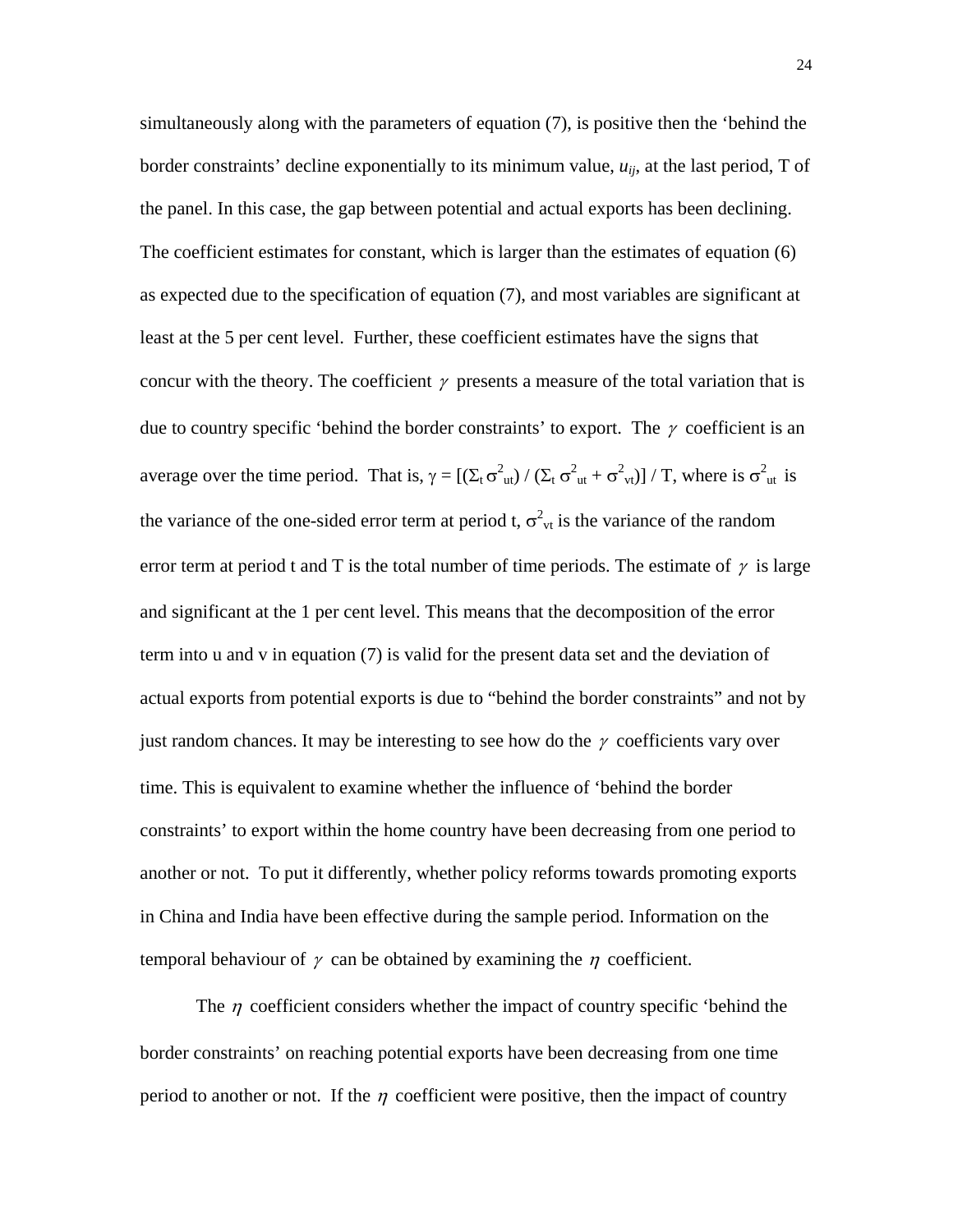simultaneously along with the parameters of equation (7), is positive then the 'behind the border constraints' decline exponentially to its minimum value, $u_{ij}$, at the last period, T of the panel. In this case, the gap between potential and actual exports has been declining. The coefficient estimates for constant, which is larger than the estimates of equation (6) as expected due to the specification of equation (7), and most variables are significant at least at the 5 per cent level. Further, these coefficient estimates have the signs that concur with the theory. The coefficient $\gamma$ presents a measure of the total variation that is due to country specific 'behind the border constraints' to export. The $\gamma$ coefficient is an average over the time period. That is, $\gamma = [(\Sigma_t \sigma^2_{ut}) / (\Sigma_t \sigma^2_{ut} + \sigma^2_{vt})] / T$, where is $\sigma^2_{ut}$ is the variance of the one-sided error term at period t, $\sigma^2_{vt}$ is the variance of the random error term at period t and T is the total number of time periods. The estimate of $\gamma$ is large and significant at the 1 per cent level. This means that the decomposition of the error term into u and v in equation (7) is valid for the present data set and the deviation of actual exports from potential exports is due to "behind the border constraints" and not by just random chances. It may be interesting to see how do the $\gamma$ coefficients vary over time. This is equivalent to examine whether the influence of 'behind the border constraints' to export within the home country have been decreasing from one period to another or not. To put it differently, whether policy reforms towards promoting exports in China and India have been effective during the sample period. Information on the temporal behaviour of $\gamma$ can be obtained by examining the $\eta$ coefficient.

The $\eta$ coefficient considers whether the impact of country specific 'behind the border constraints' on reaching potential exports have been decreasing from one time period to another or not. If the $\eta$ coefficient were positive, then the impact of country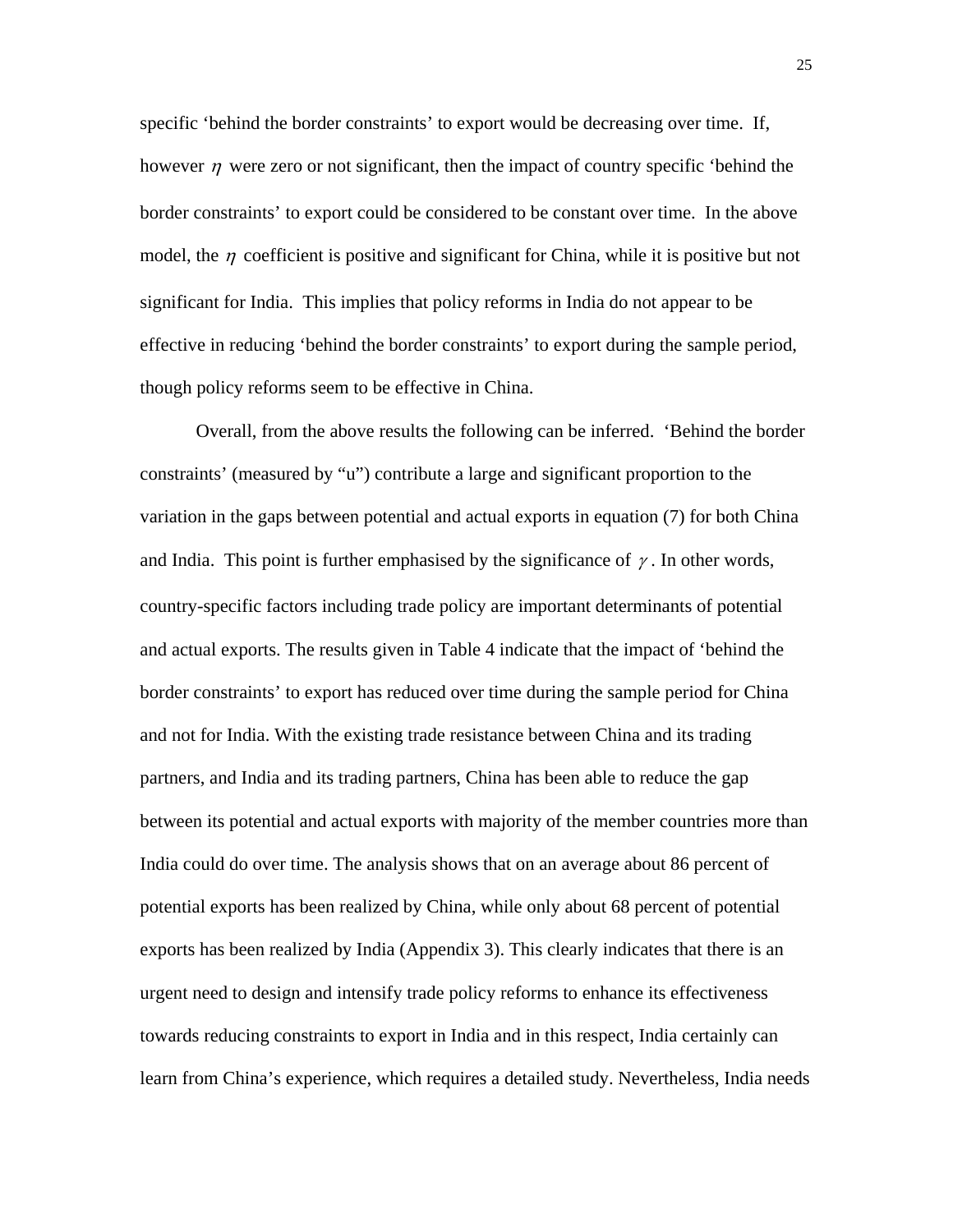specific 'behind the border constraints' to export would be decreasing over time. If, however $\eta$ were zero or not significant, then the impact of country specific 'behind the border constraints' to export could be considered to be constant over time. In the above model, the $\eta$ coefficient is positive and significant for China, while it is positive but not significant for India. This implies that policy reforms in India do not appear to be effective in reducing 'behind the border constraints' to export during the sample period, though policy reforms seem to be effective in China.

Overall, from the above results the following can be inferred. 'Behind the border constraints' (measured by "u") contribute a large and significant proportion to the variation in the gaps between potential and actual exports in equation (7) for both China and India. This point is further emphasised by the significance of $\gamma$. In other words, country-specific factors including trade policy are important determinants of potential and actual exports. The results given in Table 4 indicate that the impact of 'behind the border constraints' to export has reduced over time during the sample period for China and not for India. With the existing trade resistance between China and its trading partners, and India and its trading partners, China has been able to reduce the gap between its potential and actual exports with majority of the member countries more than India could do over time. The analysis shows that on an average about 86 percent of potential exports has been realized by China, while only about 68 percent of potential exports has been realized by India (Appendix 3). This clearly indicates that there is an urgent need to design and intensify trade policy reforms to enhance its effectiveness towards reducing constraints to export in India and in this respect, India certainly can learn from China's experience, which requires a detailed study. Nevertheless, India needs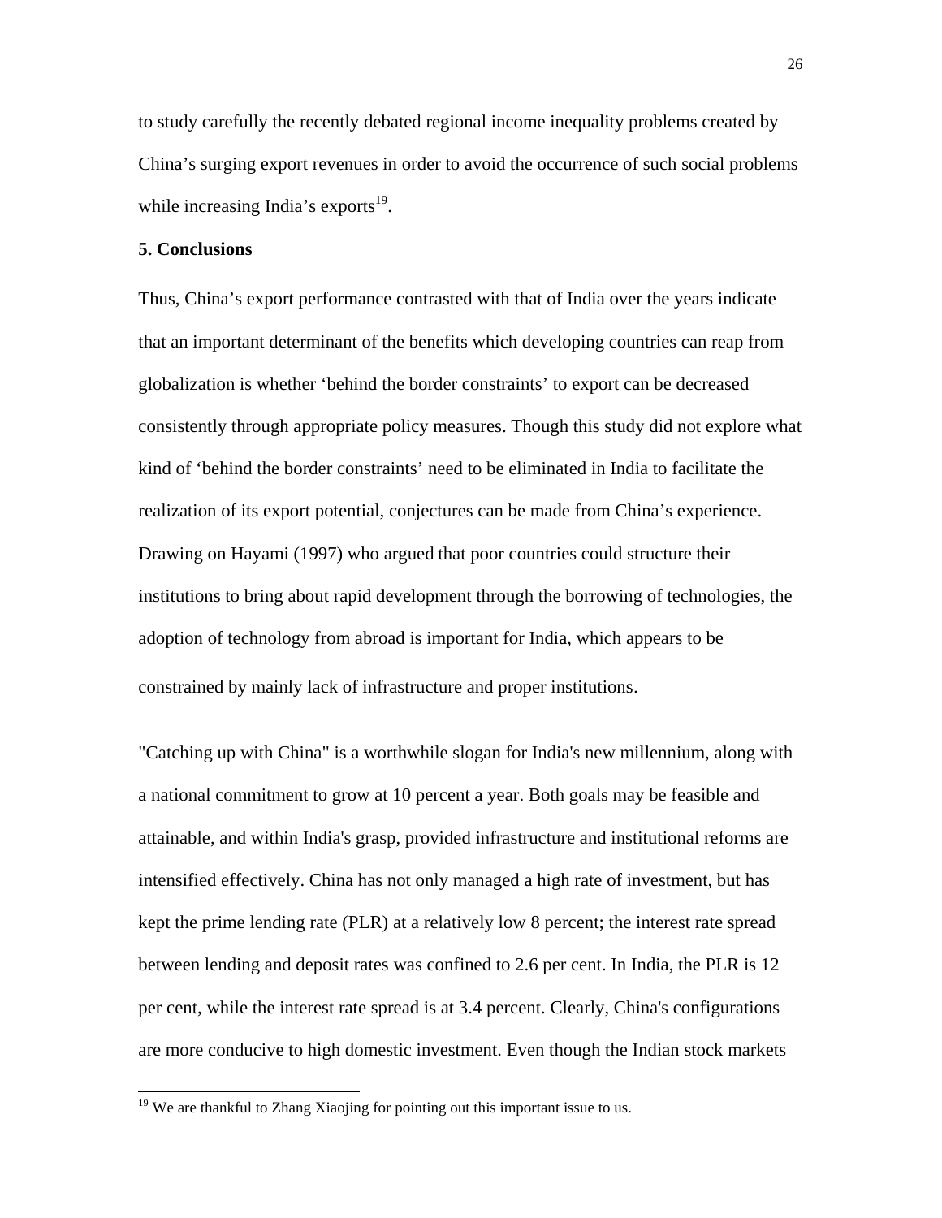to study carefully the recently debated regional income inequality problems created by China's surging export revenues in order to avoid the occurrence of such social problems while increasing India's exports[19].

## 5. Conclusions

Thus, China's export performance contrasted with that of India over the years indicate that an important determinant of the benefits which developing countries can reap from globalization is whether 'behind the border constraints' to export can be decreased consistently through appropriate policy measures. Though this study did not explore what kind of 'behind the border constraints' need to be eliminated in India to facilitate the realization of its export potential, conjectures can be made from China's experience. Drawing on Hayami (1997) who argued that poor countries could structure their institutions to bring about rapid development through the borrowing of technologies, the adoption of technology from abroad is important for India, which appears to be constrained by mainly lack of infrastructure and proper institutions.

"Catching up with China" is a worthwhile slogan for India's new millennium, along with a national commitment to grow at 10 percent a year. Both goals may be feasible and attainable, and within India's grasp, provided infrastructure and institutional reforms are intensified effectively. China has not only managed a high rate of investment, but has kept the prime lending rate (PLR) at a relatively low 8 percent; the interest rate spread between lending and deposit rates was confined to 2.6 per cent. In India, the PLR is 12 per cent, while the interest rate spread is at 3.4 percent. Clearly, China's configurations are more conducive to high domestic investment. Even though the Indian stock markets

[19] We are thankful to Zhang Xiaojing for pointing out this important issue to us.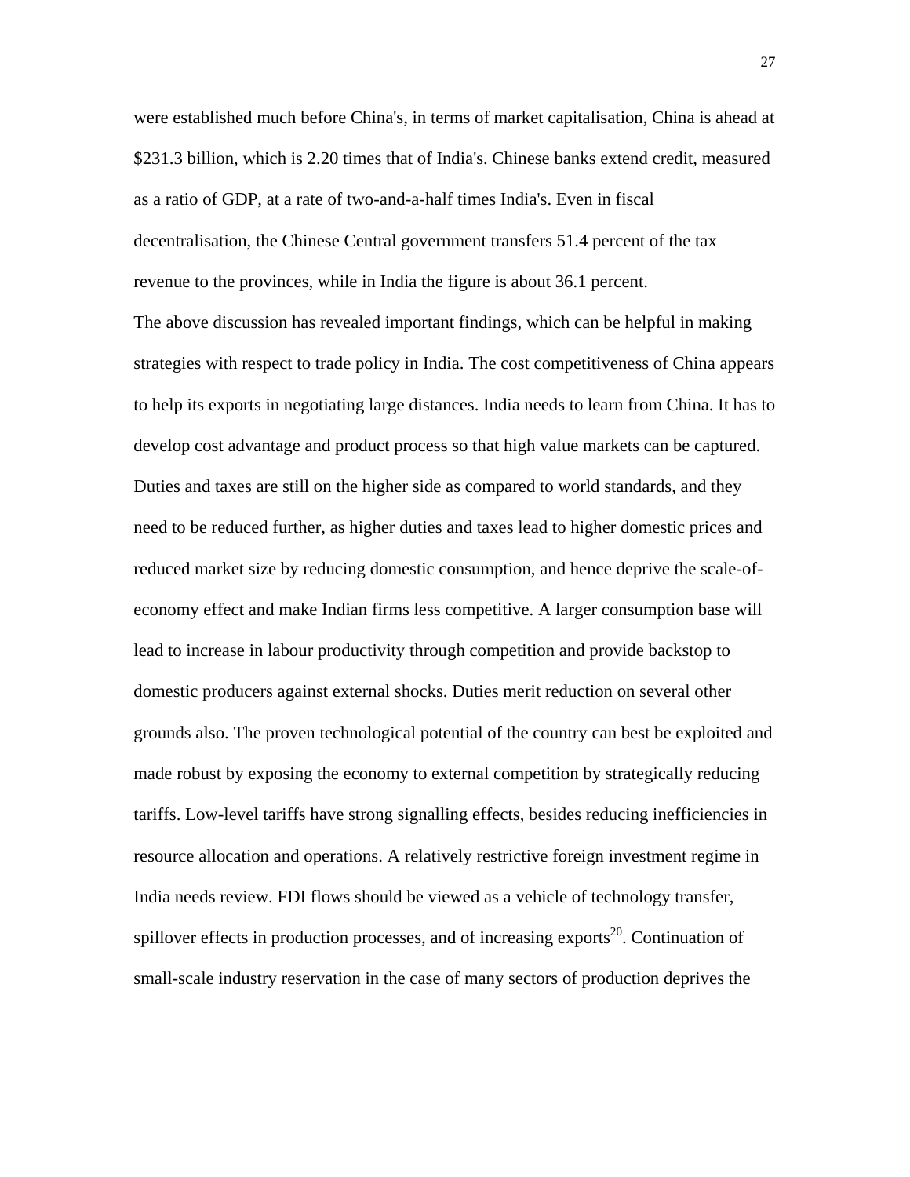were established much before China's, in terms of market capitalisation, China is ahead at $231.3 billion, which is 2.20 times that of India's. Chinese banks extend credit, measured as a ratio of GDP, at a rate of two-and-a-half times India's. Even in fiscal decentralisation, the Chinese Central government transfers 51.4 percent of the tax revenue to the provinces, while in India the figure is about 36.1 percent.

The above discussion has revealed important findings, which can be helpful in making strategies with respect to trade policy in India. The cost competitiveness of China appears to help its exports in negotiating large distances. India needs to learn from China. It has to develop cost advantage and product process so that high value markets can be captured. Duties and taxes are still on the higher side as compared to world standards, and they need to be reduced further, as higher duties and taxes lead to higher domestic prices and reduced market size by reducing domestic consumption, and hence deprive the scale-of-economy effect and make Indian firms less competitive. A larger consumption base will lead to increase in labour productivity through competition and provide backstop to domestic producers against external shocks. Duties merit reduction on several other grounds also. The proven technological potential of the country can best be exploited and made robust by exposing the economy to external competition by strategically reducing tariffs. Low-level tariffs have strong signalling effects, besides reducing inefficiencies in resource allocation and operations. A relatively restrictive foreign investment regime in India needs review. FDI flows should be viewed as a vehicle of technology transfer, spillover effects in production processes, and of increasing exports[20]. Continuation of small-scale industry reservation in the case of many sectors of production deprives the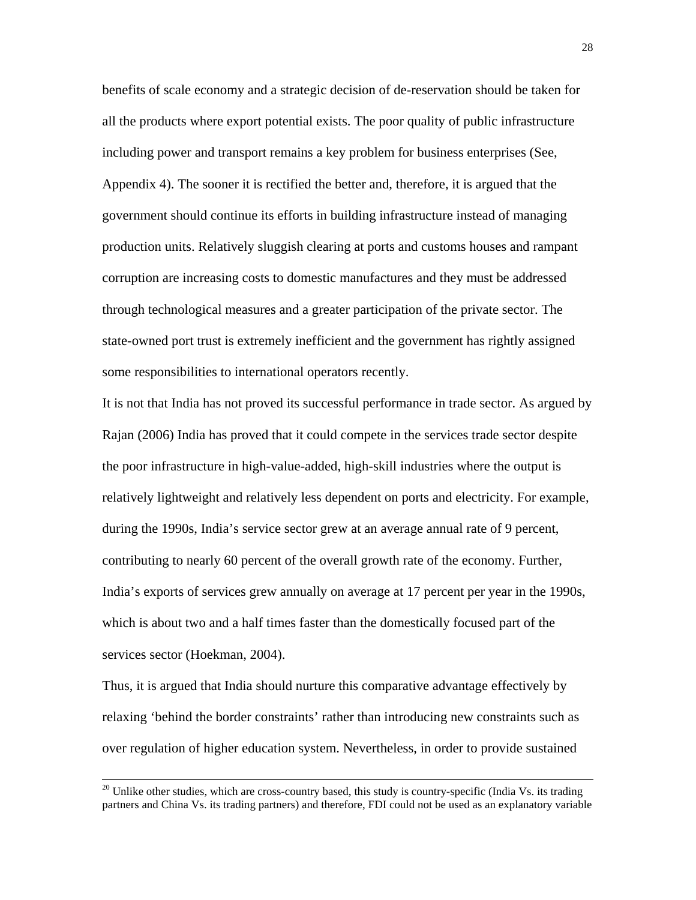benefits of scale economy and a strategic decision of de-reservation should be taken for all the products where export potential exists. The poor quality of public infrastructure including power and transport remains a key problem for business enterprises (See, Appendix 4). The sooner it is rectified the better and, therefore, it is argued that the government should continue its efforts in building infrastructure instead of managing production units. Relatively sluggish clearing at ports and customs houses and rampant corruption are increasing costs to domestic manufactures and they must be addressed through technological measures and a greater participation of the private sector. The state-owned port trust is extremely inefficient and the government has rightly assigned some responsibilities to international operators recently.

It is not that India has not proved its successful performance in trade sector. As argued by Rajan (2006) India has proved that it could compete in the services trade sector despite the poor infrastructure in high-value-added, high-skill industries where the output is relatively lightweight and relatively less dependent on ports and electricity. For example, during the 1990s, India's service sector grew at an average annual rate of 9 percent, contributing to nearly 60 percent of the overall growth rate of the economy. Further, India's exports of services grew annually on average at 17 percent per year in the 1990s, which is about two and a half times faster than the domestically focused part of the services sector (Hoekman, 2004).

Thus, it is argued that India should nurture this comparative advantage effectively by relaxing 'behind the border constraints' rather than introducing new constraints such as over regulation of higher education system. Nevertheless, in order to provide sustained

[20] Unlike other studies, which are cross-country based, this study is country-specific (India Vs. its trading partners and China Vs. its trading partners) and therefore, FDI could not be used as an explanatory variable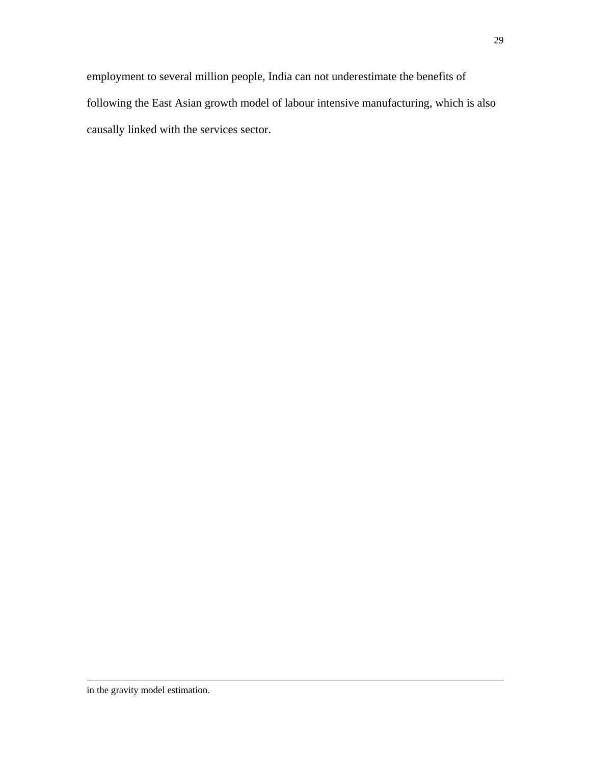employment to several million people, India can not underestimate the benefits of following the East Asian growth model of labour intensive manufacturing, which is also causally linked with the services sector.

---

in the gravity model estimation.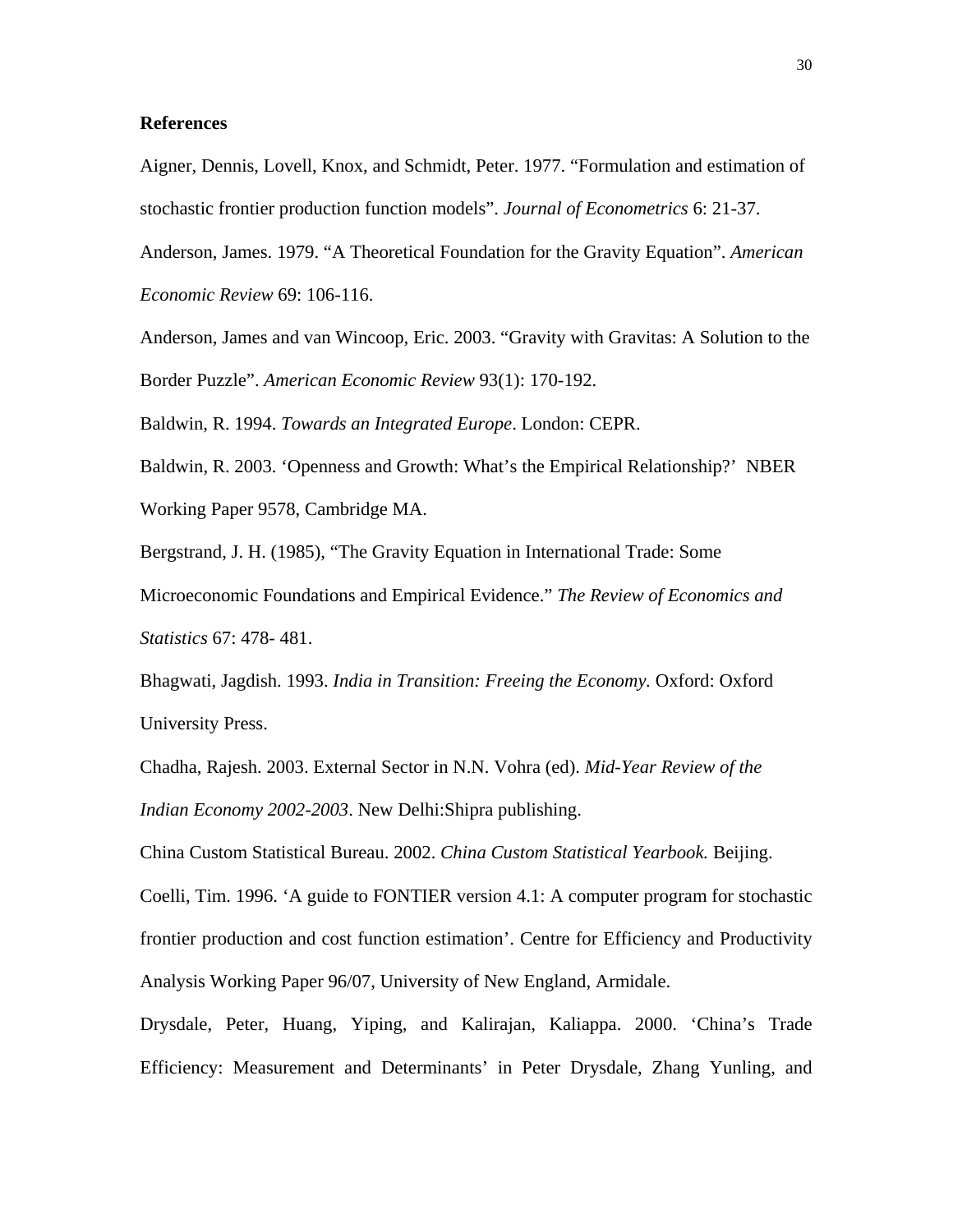**References**

Aigner, Dennis, Lovell, Knox, and Schmidt, Peter. 1977. "Formulation and estimation of stochastic frontier production function models". *Journal of Econometrics* 6: 21-37.

Anderson, James. 1979. "A Theoretical Foundation for the Gravity Equation". *American Economic Review* 69: 106-116.

Anderson, James and van Wincoop, Eric. 2003. "Gravity with Gravitas: A Solution to the Border Puzzle". *American Economic Review* 93(1): 170-192.

Baldwin, R. 1994. *Towards an Integrated Europe*. London: CEPR.

Baldwin, R. 2003. 'Openness and Growth: What's the Empirical Relationship?' NBER Working Paper 9578, Cambridge MA.

Bergstrand, J. H. (1985), "The Gravity Equation in International Trade: Some Microeconomic Foundations and Empirical Evidence." *The Review of Economics and Statistics* 67: 478- 481.

Bhagwati, Jagdish. 1993. *India in Transition: Freeing the Economy.* Oxford: Oxford University Press.

Chadha, Rajesh. 2003. External Sector in N.N. Vohra (ed). *Mid-Year Review of the Indian Economy 2002-2003*. New Delhi:Shipra publishing.

China Custom Statistical Bureau. 2002. *China Custom Statistical Yearbook.* Beijing.

Coelli, Tim. 1996. 'A guide to FONTIER version 4.1: A computer program for stochastic frontier production and cost function estimation'. Centre for Efficiency and Productivity Analysis Working Paper 96/07, University of New England, Armidale.

Drysdale, Peter, Huang, Yiping, and Kalirajan, Kaliappa. 2000. 'China's Trade Efficiency: Measurement and Determinants' in Peter Drysdale, Zhang Yunling, and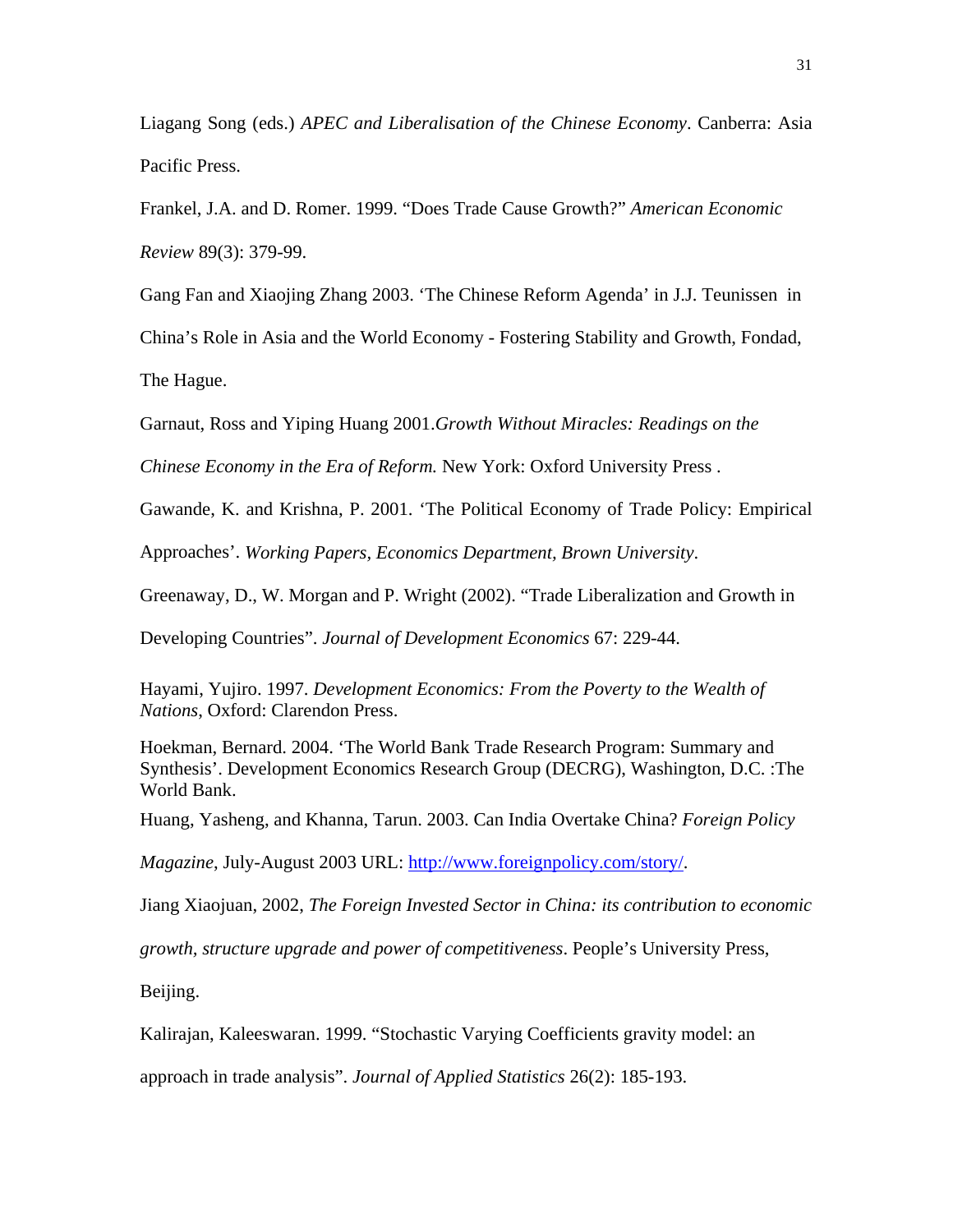Liagang Song (eds.) *APEC and Liberalisation of the Chinese Economy*. Canberra: Asia Pacific Press.

Frankel, J.A. and D. Romer. 1999. "Does Trade Cause Growth?" *American Economic Review* 89(3): 379-99.

Gang Fan and Xiaojing Zhang 2003. 'The Chinese Reform Agenda' in J.J. Teunissen in China's Role in Asia and the World Economy - Fostering Stability and Growth, Fondad, The Hague.

Garnaut, Ross and Yiping Huang 2001.*Growth Without Miracles: Readings on the Chinese Economy in the Era of Reform.* New York: Oxford University Press .

Gawande, K. and Krishna, P. 2001. 'The Political Economy of Trade Policy: Empirical Approaches'. *Working Papers, Economics Department, Brown University*.

Greenaway, D., W. Morgan and P. Wright (2002). "Trade Liberalization and Growth in Developing Countries". *Journal of Development Economics* 67: 229-44.

Hayami, Yujiro. 1997. *Development Economics: From the Poverty to the Wealth of Nations*, Oxford: Clarendon Press.

Hoekman, Bernard. 2004. 'The World Bank Trade Research Program: Summary and Synthesis'. Development Economics Research Group (DECRG), Washington, D.C. :The World Bank.

Huang, Yasheng, and Khanna, Tarun. 2003. Can India Overtake China? *Foreign Policy Magazine*, July-August 2003 URL: http://www.foreignpolicy.com/story/.

Jiang Xiaojuan, 2002, *The Foreign Invested Sector in China: its contribution to economic growth, structure upgrade and power of competitiveness*. People's University Press, Beijing.

Kalirajan, Kaleeswaran. 1999. "Stochastic Varying Coefficients gravity model: an approach in trade analysis". *Journal of Applied Statistics* 26(2): 185-193.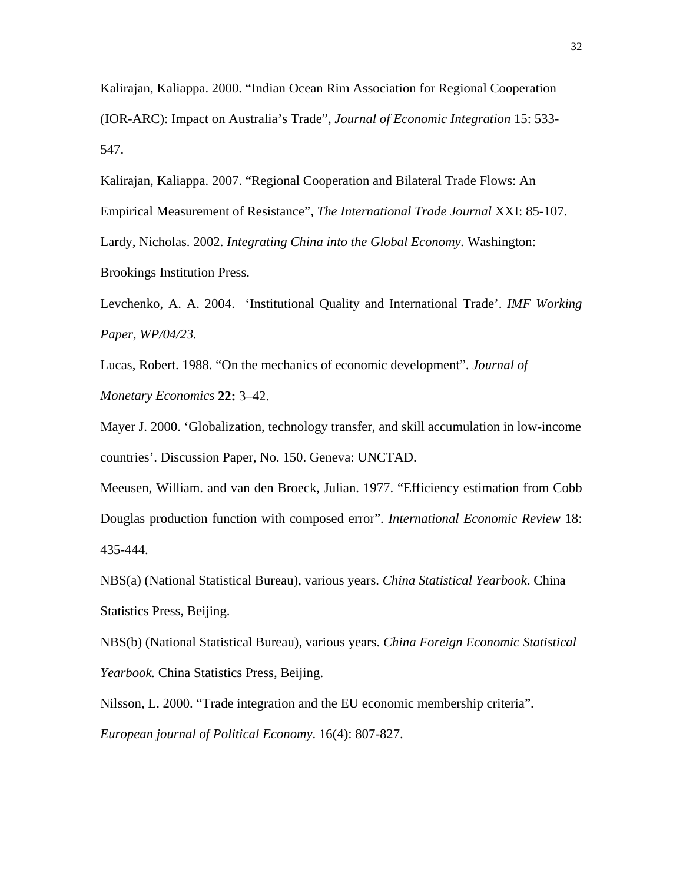Kalirajan, Kaliappa. 2000. “Indian Ocean Rim Association for Regional Cooperation (IOR-ARC): Impact on Australia’s Trade”, *Journal of Economic Integration* 15: 533-547.

Kalirajan, Kaliappa. 2007. “Regional Cooperation and Bilateral Trade Flows: An Empirical Measurement of Resistance”, *The International Trade Journal* XXI: 85-107.

Lardy, Nicholas. 2002. *Integrating China into the Global Economy*. Washington: Brookings Institution Press.

Levchenko, A. A. 2004. ‘Institutional Quality and International Trade’. *IMF Working Paper, WP/04/23.*

Lucas, Robert. 1988. “On the mechanics of economic development”. *Journal of Monetary Economics* **22:** 3–42.

Mayer J. 2000. ‘Globalization, technology transfer, and skill accumulation in low-income countries’. Discussion Paper, No. 150. Geneva: UNCTAD.

Meeusen, William. and van den Broeck, Julian. 1977. “Efficiency estimation from Cobb Douglas production function with composed error”. *International Economic Review* 18: 435-444.

NBS(a) (National Statistical Bureau), various years. *China Statistical Yearbook*. China Statistics Press, Beijing.

NBS(b) (National Statistical Bureau), various years. *China Foreign Economic Statistical Yearbook.* China Statistics Press, Beijing.

Nilsson, L. 2000. “Trade integration and the EU economic membership criteria”. *European journal of Political Economy*. 16(4): 807-827.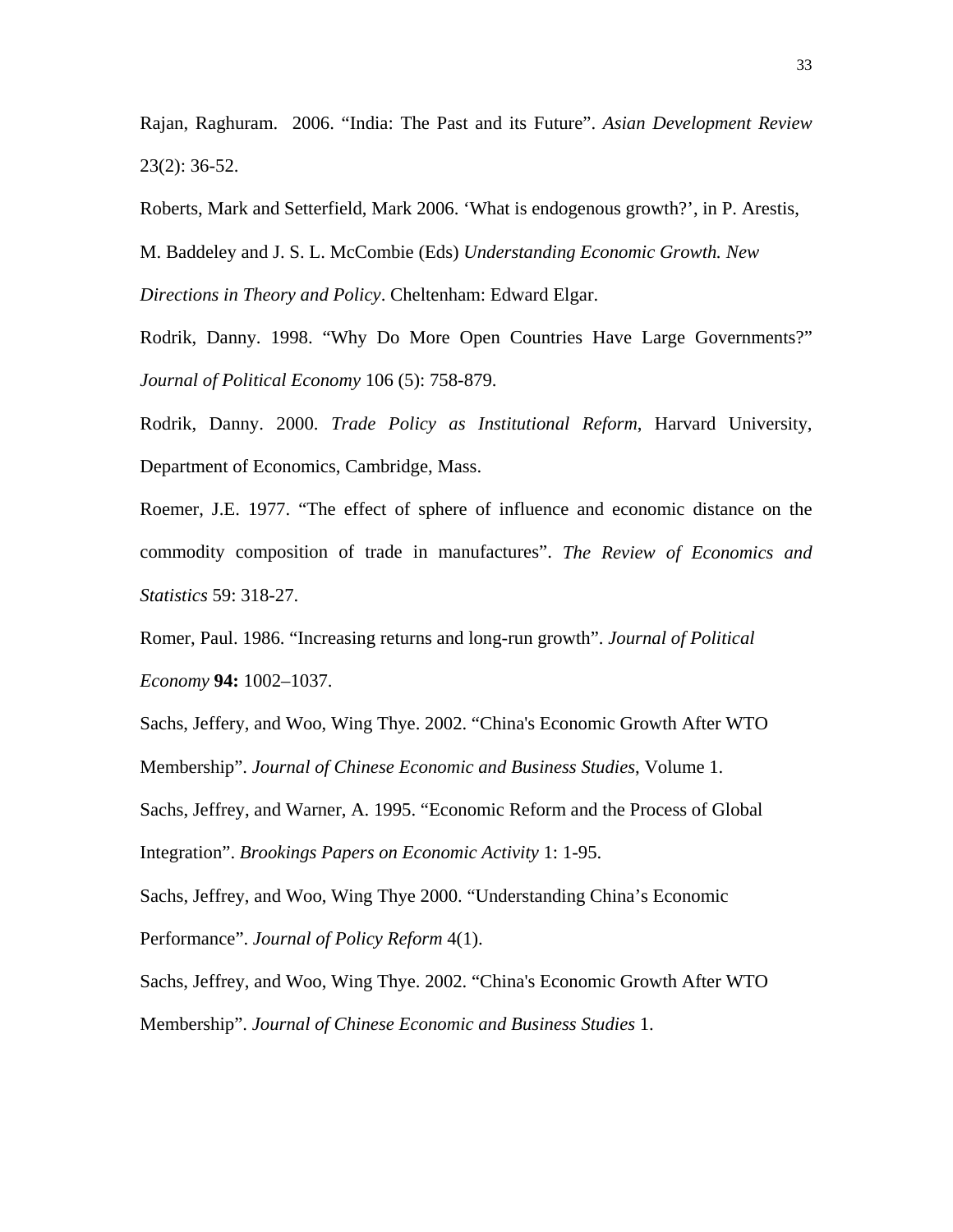Rajan, Raghuram. 2006. "India: The Past and its Future". *Asian Development Review* 23(2): 36-52.

Roberts, Mark and Setterfield, Mark 2006. 'What is endogenous growth?', in P. Arestis, M. Baddeley and J. S. L. McCombie (Eds) *Understanding Economic Growth. New Directions in Theory and Policy*. Cheltenham: Edward Elgar.

Rodrik, Danny. 1998. "Why Do More Open Countries Have Large Governments?" *Journal of Political Economy* 106 (5): 758-879.

Rodrik, Danny. 2000. *Trade Policy as Institutional Reform*, Harvard University, Department of Economics, Cambridge, Mass.

Roemer, J.E. 1977. "The effect of sphere of influence and economic distance on the commodity composition of trade in manufactures". *The Review of Economics and Statistics* 59: 318-27.

Romer, Paul. 1986. "Increasing returns and long-run growth". *Journal of Political Economy* **94:** 1002–1037.

Sachs, Jeffery, and Woo, Wing Thye. 2002. "China's Economic Growth After WTO Membership". *Journal of Chinese Economic and Business Studies*, Volume 1.

Sachs, Jeffrey, and Warner, A. 1995. "Economic Reform and the Process of Global Integration". *Brookings Papers on Economic Activity* 1: 1-95.

Sachs, Jeffrey, and Woo, Wing Thye 2000. "Understanding China's Economic Performance". *Journal of Policy Reform* 4(1).

Sachs, Jeffrey, and Woo, Wing Thye. 2002. "China's Economic Growth After WTO Membership". *Journal of Chinese Economic and Business Studies* 1.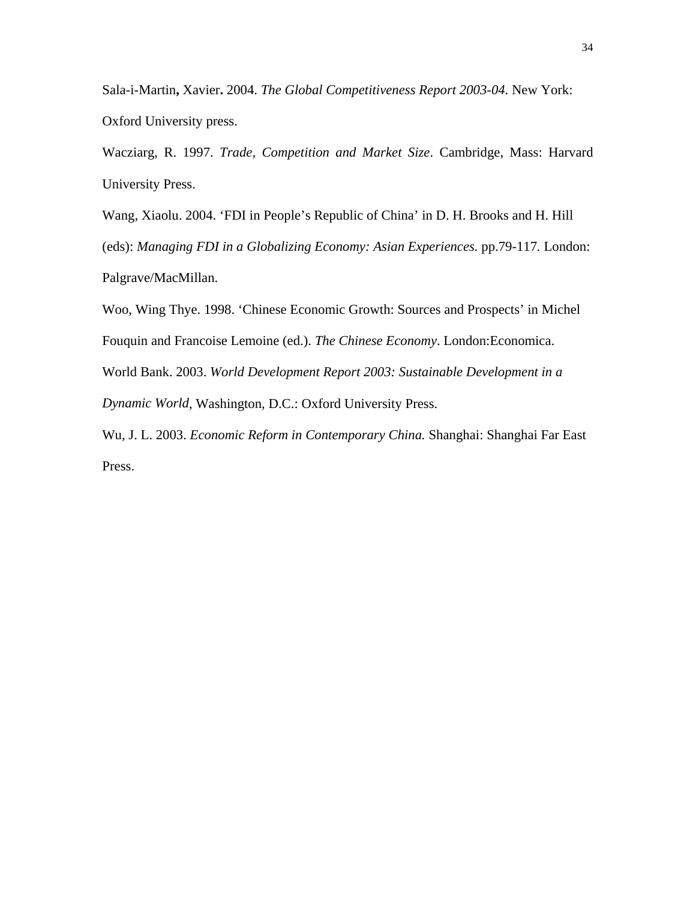Sala-i-Martin**,** Xavier**.** 2004. *The Global Competitiveness Report 2003-04*. New York: Oxford University press.

Wacziarg, R. 1997. *Trade, Competition and Market Size*. Cambridge, Mass: Harvard University Press.

Wang, Xiaolu. 2004. 'FDI in People's Republic of China' in D. H. Brooks and H. Hill (eds): *Managing FDI in a Globalizing Economy: Asian Experiences.* pp.79-117. London: Palgrave/MacMillan.

Woo, Wing Thye. 1998. 'Chinese Economic Growth: Sources and Prospects' in Michel Fouquin and Francoise Lemoine (ed.). *The Chinese Economy*. London:Economica.

World Bank. 2003. *World Development Report 2003: Sustainable Development in a Dynamic World*, Washington, D.C.: Oxford University Press.

Wu, J. L. 2003. *Economic Reform in Contemporary China.* Shanghai: Shanghai Far East Press.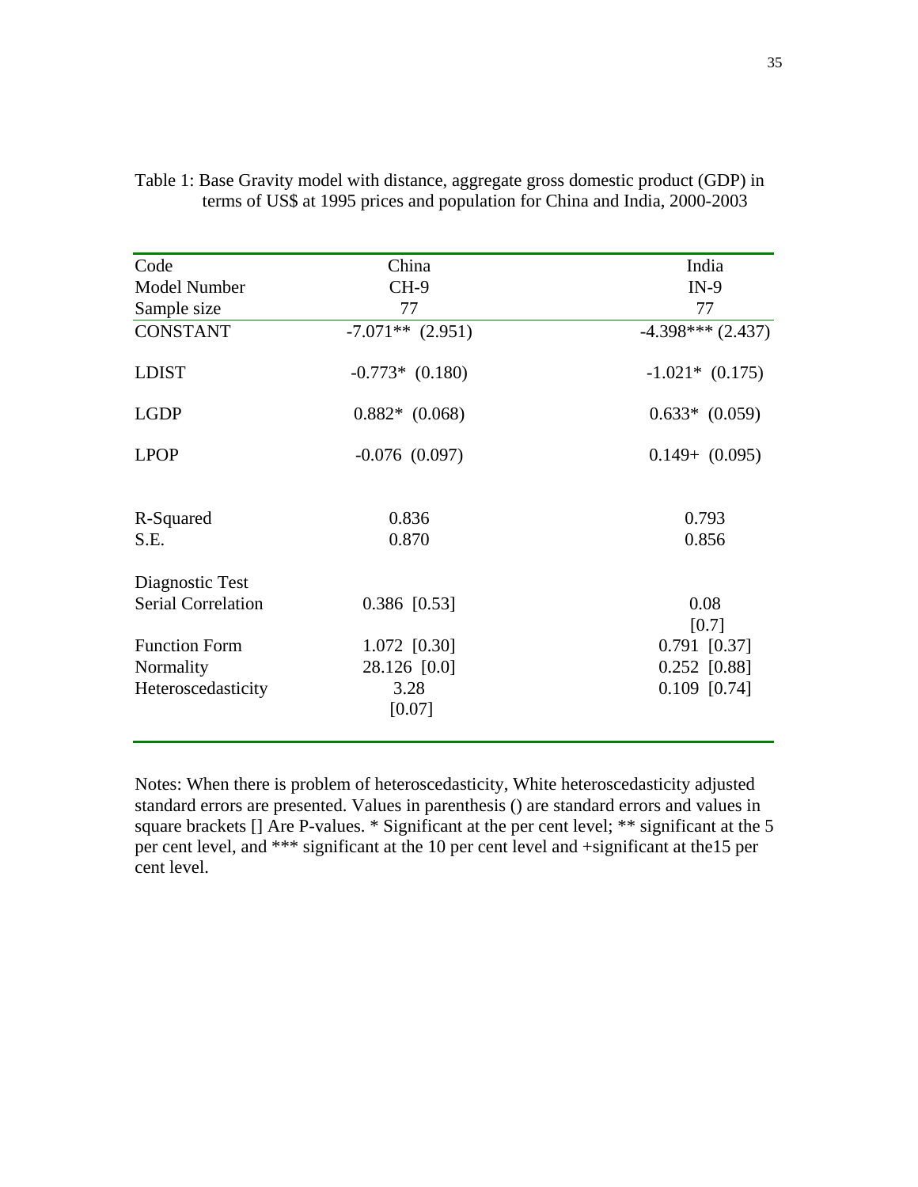Table 1: Base Gravity model with distance, aggregate gross domestic product (GDP) in terms of US$ at 1995 prices and population for China and India, 2000-2003

| Code | China | India |
|---|---|---|
| Model Number | CH-9 | IN-9 |
| Sample size | 77 | 77 |
| CONSTANT | -7.071** (2.951) | -4.398*** (2.437) |
| LDIST | -0.773* (0.180) | -1.021* (0.175) |
| LGDP | 0.882* (0.068) | 0.633* (0.059) |
| LPOP | -0.076 (0.097) | 0.149+ (0.095) |
| R-Squared | 0.836 | 0.793 |
| S.E. | 0.870 | 0.856 |
| Diagnostic Test | | |
| Serial Correlation | 0.386 [0.53] | 0.08 [0.7] |
| Function Form | 1.072 [0.30] | 0.791 [0.37] |
| Normality | 28.126 [0.0] | 0.252 [0.88] |
| Heteroscedasticity | 3.28 [0.07] | 0.109 [0.74] |

Notes: When there is problem of heteroscedasticity, White heteroscedasticity adjusted standard errors are presented. Values in parenthesis () are standard errors and values in square brackets [] Are P-values. * Significant at the per cent level; ** significant at the 5 per cent level, and *** significant at the 10 per cent level and +significant at the15 per cent level.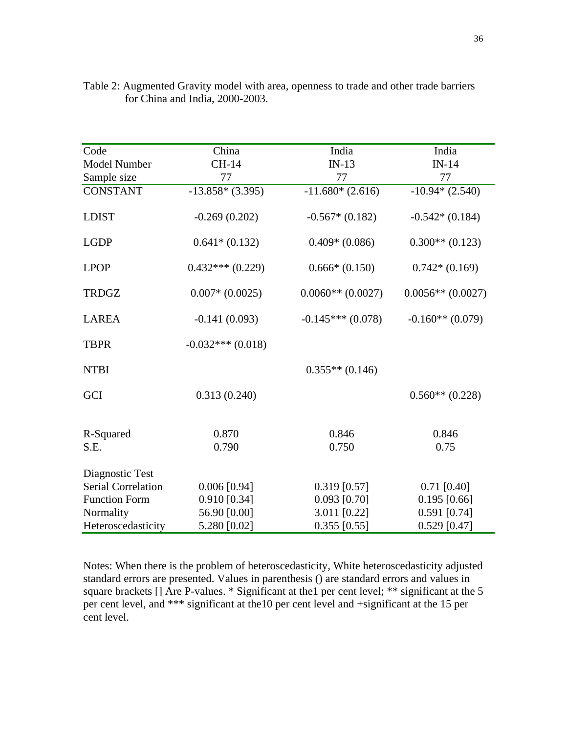Table 2: Augmented Gravity model with area, openness to trade and other trade barriers for China and India, 2000-2003.

| Code | China | India | India |
|---|---|---|---|
| Model Number | CH-14 | IN-13 | IN-14 |
| Sample size | 77 | 77 | 77 |
| CONSTANT | -13.858* (3.395) | -11.680* (2.616) | -10.94* (2.540) |
| LDIST | -0.269 (0.202) | -0.567* (0.182) | -0.542* (0.184) |
| LGDP | 0.641* (0.132) | 0.409* (0.086) | 0.300** (0.123) |
| LPOP | 0.432*** (0.229) | 0.666* (0.150) | 0.742* (0.169) |
| TRDGZ | 0.007* (0.0025) | 0.0060** (0.0027) | 0.0056** (0.0027) |
| LAREA | -0.141 (0.093) | -0.145*** (0.078) | -0.160** (0.079) |
| TBPR | -0.032*** (0.018) | | |
| NTBI | | 0.355** (0.146) | |
| GCI | 0.313 (0.240) | | 0.560** (0.228) |
| R-Squared | 0.870 | 0.846 | 0.846 |
| S.E. | 0.790 | 0.750 | 0.75 |
| Diagnostic Test | | | |
| Serial Correlation | 0.006 [0.94] | 0.319 [0.57] | 0.71 [0.40] |
| Function Form | 0.910 [0.34] | 0.093 [0.70] | 0.195 [0.66] |
| Normality | 56.90 [0.00] | 3.011 [0.22] | 0.591 [0.74] |
| Heteroscedasticity | 5.280 [0.02] | 0.355 [0.55] | 0.529 [0.47] |

Notes: When there is the problem of heteroscedasticity, White heteroscedasticity adjusted standard errors are presented. Values in parenthesis () are standard errors and values in square brackets [] Are P-values. * Significant at the1 per cent level; ** significant at the 5 per cent level, and *** significant at the10 per cent level and +significant at the 15 per cent level.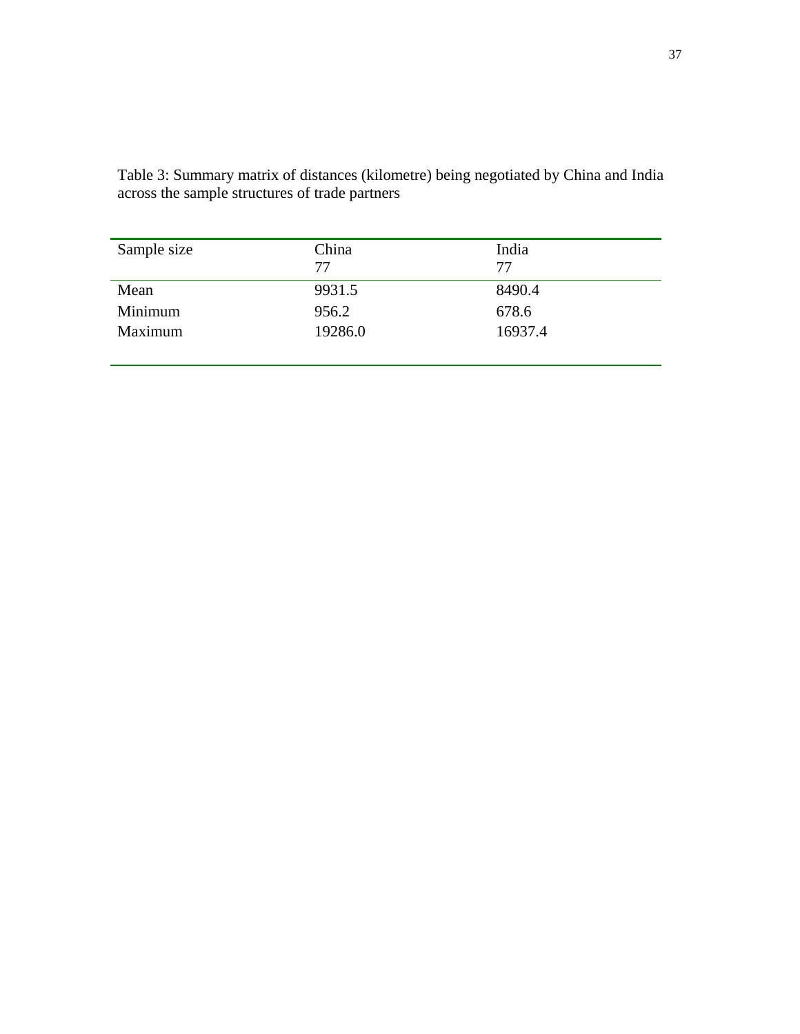Table 3: Summary matrix of distances (kilometre) being negotiated by China and India across the sample structures of trade partners

| Sample size | China<br>77 | India<br>77 |
|---|---|---|
| Mean | 9931.5 | 8490.4 |
| Minimum | 956.2 | 678.6 |
| Maximum | 19286.0 | 16937.4 |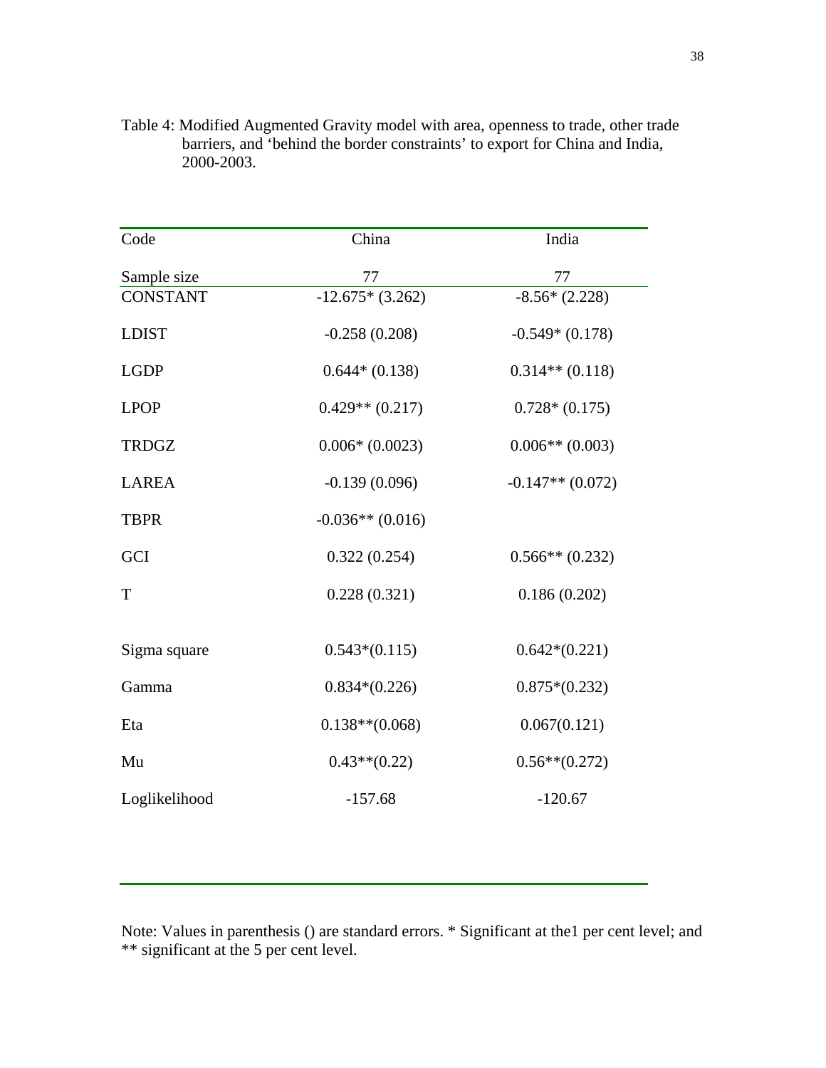Table 4: Modified Augmented Gravity model with area, openness to trade, other trade barriers, and 'behind the border constraints' to export for China and India, 2000-2003.

| Code | China | India |
|---|---|---|
| Sample size | 77 | 77 |
| CONSTANT | -12.675* (3.262) | -8.56* (2.228) |
| LDIST | -0.258 (0.208) | -0.549* (0.178) |
| LGDP | 0.644* (0.138) | 0.314** (0.118) |
| LPOP | 0.429** (0.217) | 0.728* (0.175) |
| TRDGZ | 0.006* (0.0023) | 0.006** (0.003) |
| LAREA | -0.139 (0.096) | -0.147** (0.072) |
| TBPR | -0.036** (0.016) | |
| GCI | 0.322 (0.254) | 0.566** (0.232) |
| T | 0.228 (0.321) | 0.186 (0.202) |
| Sigma square | 0.543*(0.115) | 0.642*(0.221) |
| Gamma | 0.834*(0.226) | 0.875*(0.232) |
| Eta | 0.138**(0.068) | 0.067(0.121) |
| Mu | 0.43**(0.22) | 0.56**(0.272) |
| Loglikelihood | -157.68 | -120.67 |

Note: Values in parenthesis () are standard errors. * Significant at the1 per cent level; and ** significant at the 5 per cent level.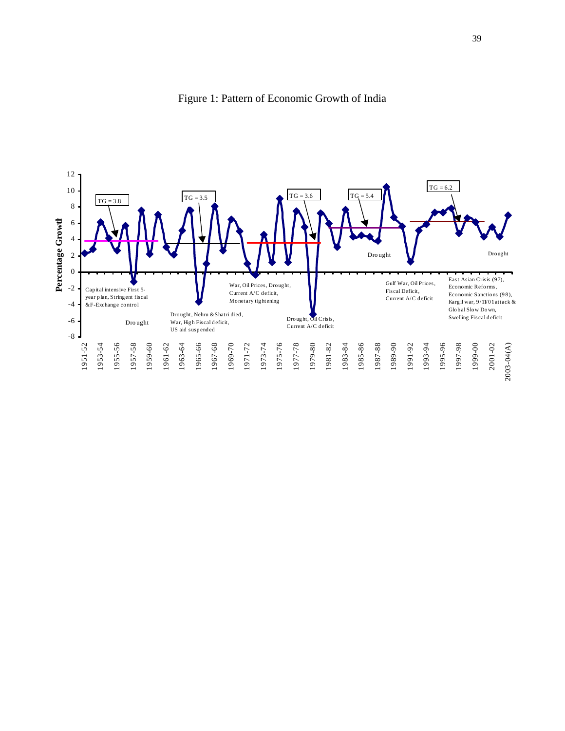Figure 1: Pattern of Economic Growth of India

TG = 3.8

TG = 3.5

TG = 3.6

TG = 5.4

TG = 6.2

Percentage Growth

Capital intensive First 5-year plan, Stringent fiscal &F-Exchange control

Drought

Drought, Nehru &Shatri died, War, High Fiscal deficit, US aid suspended

War, Oil Prices, Drought, Current A/C deficit, Monetary tightening

Drought, Oil Crisis, Current A/C deficit

Drought

Gulf War, Oil Prices, Fiscal Deficit, Current A/C deficit

East Asian Crisis (97), Economic Reforms, Economic Sanctions (98), Kargil war, 9/11/01 attack & Global Slow Down, Swelling Fiscal deficit

Drought

1951-52, 1953-54, 1955-56, 1957-58, 1959-60, 1961-62, 1963-64, 1965-66, 1967-68, 1969-70, 1971-72, 1973-74, 1975-76, 1977-78, 1979-80, 1981-82, 1983-84, 1985-86, 1987-88, 1989-90, 1991-92, 1993-94, 1995-96, 1997-98, 1999-00, 2001-02, 2003-04(A)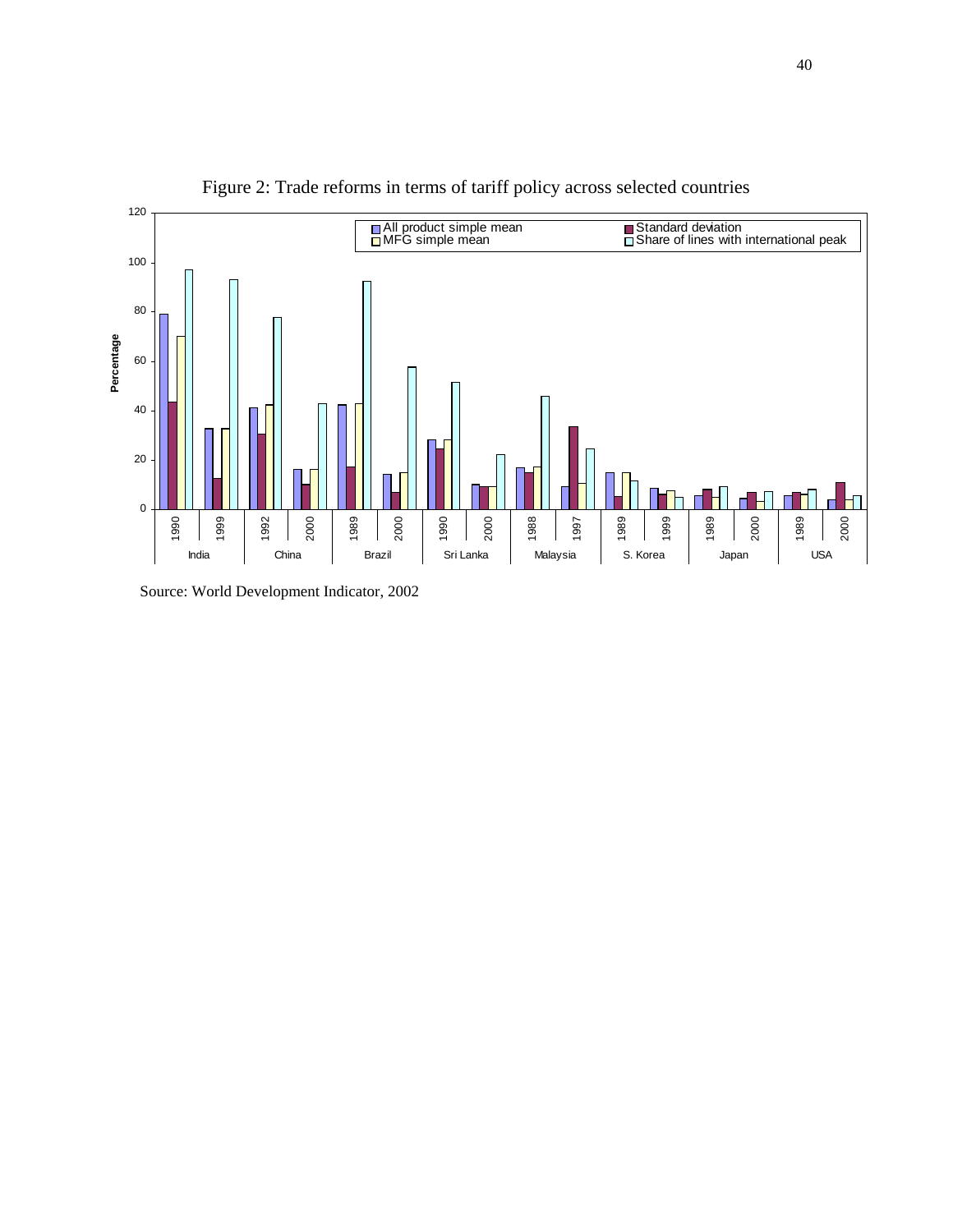Figure 2: Trade reforms in terms of tariff policy across selected countries

Source: World Development Indicator, 2002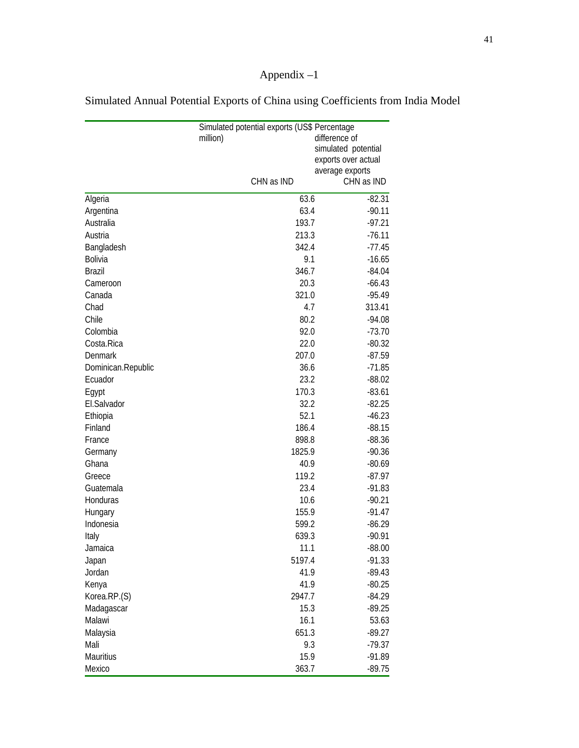# Appendix –1

## Simulated Annual Potential Exports of China using Coefficients from India Model

| | Simulated potential exports (US$ million) | Percentage difference of simulated potential exports over actual average exports |
|---|---|---|
| | CHN as IND | CHN as IND |
| Algeria | 63.6 | -82.31 |
| Argentina | 63.4 | -90.11 |
| Australia | 193.7 | -97.21 |
| Austria | 213.3 | -76.11 |
| Bangladesh | 342.4 | -77.45 |
| Bolivia | 9.1 | -16.65 |
| Brazil | 346.7 | -84.04 |
| Cameroon | 20.3 | -66.43 |
| Canada | 321.0 | -95.49 |
| Chad | 4.7 | 313.41 |
| Chile | 80.2 | -94.08 |
| Colombia | 92.0 | -73.70 |
| Costa.Rica | 22.0 | -80.32 |
| Denmark | 207.0 | -87.59 |
| Dominican.Republic | 36.6 | -71.85 |
| Ecuador | 23.2 | -88.02 |
| Egypt | 170.3 | -83.61 |
| El.Salvador | 32.2 | -82.25 |
| Ethiopia | 52.1 | -46.23 |
| Finland | 186.4 | -88.15 |
| France | 898.8 | -88.36 |
| Germany | 1825.9 | -90.36 |
| Ghana | 40.9 | -80.69 |
| Greece | 119.2 | -87.97 |
| Guatemala | 23.4 | -91.83 |
| Honduras | 10.6 | -90.21 |
| Hungary | 155.9 | -91.47 |
| Indonesia | 599.2 | -86.29 |
| Italy | 639.3 | -90.91 |
| Jamaica | 11.1 | -88.00 |
| Japan | 5197.4 | -91.33 |
| Jordan | 41.9 | -89.43 |
| Kenya | 41.9 | -80.25 |
| Korea.RP.(S) | 2947.7 | -84.29 |
| Madagascar | 15.3 | -89.25 |
| Malawi | 16.1 | 53.63 |
| Malaysia | 651.3 | -89.27 |
| Mali | 9.3 | -79.37 |
| Mauritius | 15.9 | -91.89 |
| Mexico | 363.7 | -89.75 |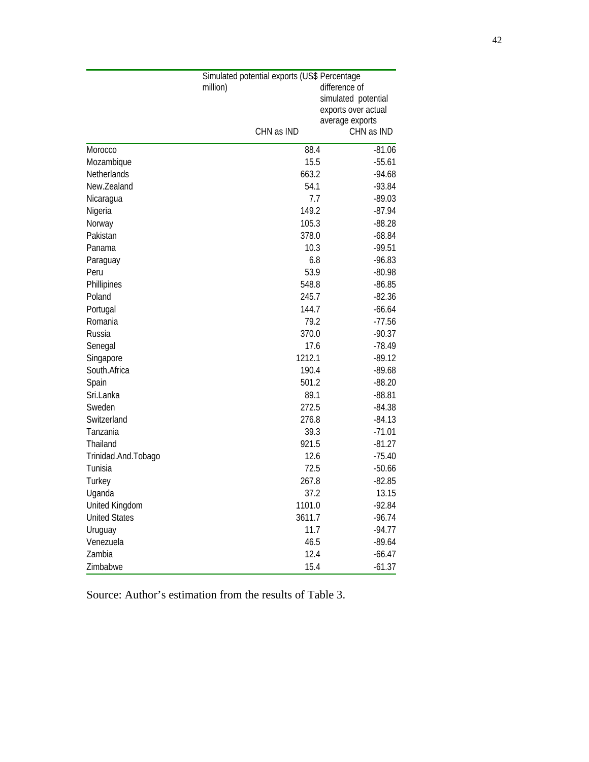| | Simulated potential exports (US$ million) | Percentage difference of simulated potential exports over actual average exports |
|---|---|---|
| | CHN as IND | CHN as IND |
| Morocco | 88.4 | -81.06 |
| Mozambique | 15.5 | -55.61 |
| Netherlands | 663.2 | -94.68 |
| New.Zealand | 54.1 | -93.84 |
| Nicaragua | 7.7 | -89.03 |
| Nigeria | 149.2 | -87.94 |
| Norway | 105.3 | -88.28 |
| Pakistan | 378.0 | -68.84 |
| Panama | 10.3 | -99.51 |
| Paraguay | 6.8 | -96.83 |
| Peru | 53.9 | -80.98 |
| Phillipines | 548.8 | -86.85 |
| Poland | 245.7 | -82.36 |
| Portugal | 144.7 | -66.64 |
| Romania | 79.2 | -77.56 |
| Russia | 370.0 | -90.37 |
| Senegal | 17.6 | -78.49 |
| Singapore | 1212.1 | -89.12 |
| South.Africa | 190.4 | -89.68 |
| Spain | 501.2 | -88.20 |
| Sri.Lanka | 89.1 | -88.81 |
| Sweden | 272.5 | -84.38 |
| Switzerland | 276.8 | -84.13 |
| Tanzania | 39.3 | -71.01 |
| Thailand | 921.5 | -81.27 |
| Trinidad.And.Tobago | 12.6 | -75.40 |
| Tunisia | 72.5 | -50.66 |
| Turkey | 267.8 | -82.85 |
| Uganda | 37.2 | 13.15 |
| United Kingdom | 1101.0 | -92.84 |
| United States | 3611.7 | -96.74 |
| Uruguay | 11.7 | -94.77 |
| Venezuela | 46.5 | -89.64 |
| Zambia | 12.4 | -66.47 |
| Zimbabwe | 15.4 | -61.37 |

Source: Author's estimation from the results of Table 3.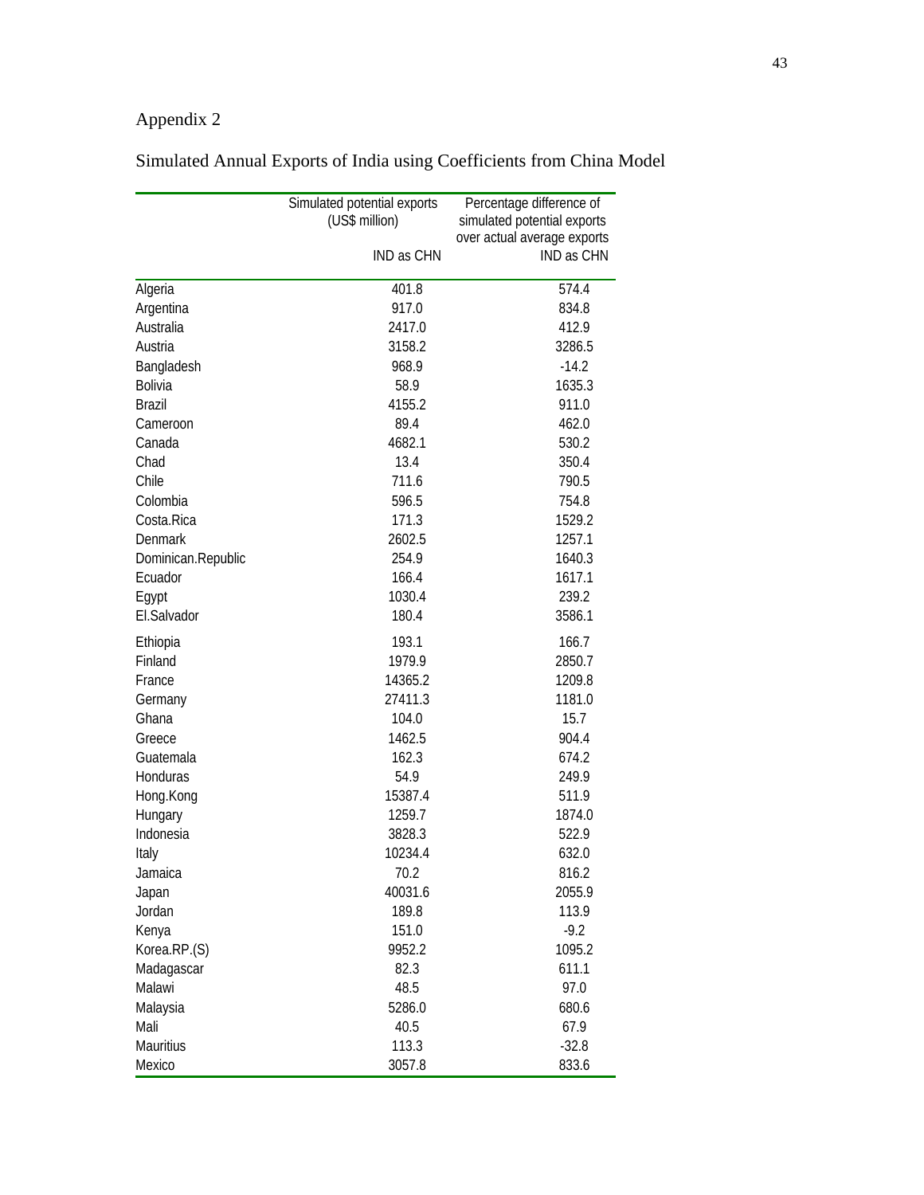# Appendix 2

## Simulated Annual Exports of India using Coefficients from China Model

| | Simulated potential exports (US$ million) IND as CHN | Percentage difference of simulated potential exports over actual average exports IND as CHN |
|---|---|---|
| Algeria | 401.8 | 574.4 |
| Argentina | 917.0 | 834.8 |
| Australia | 2417.0 | 412.9 |
| Austria | 3158.2 | 3286.5 |
| Bangladesh | 968.9 | -14.2 |
| Bolivia | 58.9 | 1635.3 |
| Brazil | 4155.2 | 911.0 |
| Cameroon | 89.4 | 462.0 |
| Canada | 4682.1 | 530.2 |
| Chad | 13.4 | 350.4 |
| Chile | 711.6 | 790.5 |
| Colombia | 596.5 | 754.8 |
| Costa.Rica | 171.3 | 1529.2 |
| Denmark | 2602.5 | 1257.1 |
| Dominican.Republic | 254.9 | 1640.3 |
| Ecuador | 166.4 | 1617.1 |
| Egypt | 1030.4 | 239.2 |
| El.Salvador | 180.4 | 3586.1 |
| Ethiopia | 193.1 | 166.7 |
| Finland | 1979.9 | 2850.7 |
| France | 14365.2 | 1209.8 |
| Germany | 27411.3 | 1181.0 |
| Ghana | 104.0 | 15.7 |
| Greece | 1462.5 | 904.4 |
| Guatemala | 162.3 | 674.2 |
| Honduras | 54.9 | 249.9 |
| Hong.Kong | 15387.4 | 511.9 |
| Hungary | 1259.7 | 1874.0 |
| Indonesia | 3828.3 | 522.9 |
| Italy | 10234.4 | 632.0 |
| Jamaica | 70.2 | 816.2 |
| Japan | 40031.6 | 2055.9 |
| Jordan | 189.8 | 113.9 |
| Kenya | 151.0 | -9.2 |
| Korea.RP.(S) | 9952.2 | 1095.2 |
| Madagascar | 82.3 | 611.1 |
| Malawi | 48.5 | 97.0 |
| Malaysia | 5286.0 | 680.6 |
| Mali | 40.5 | 67.9 |
| Mauritius | 113.3 | -32.8 |
| Mexico | 3057.8 | 833.6 |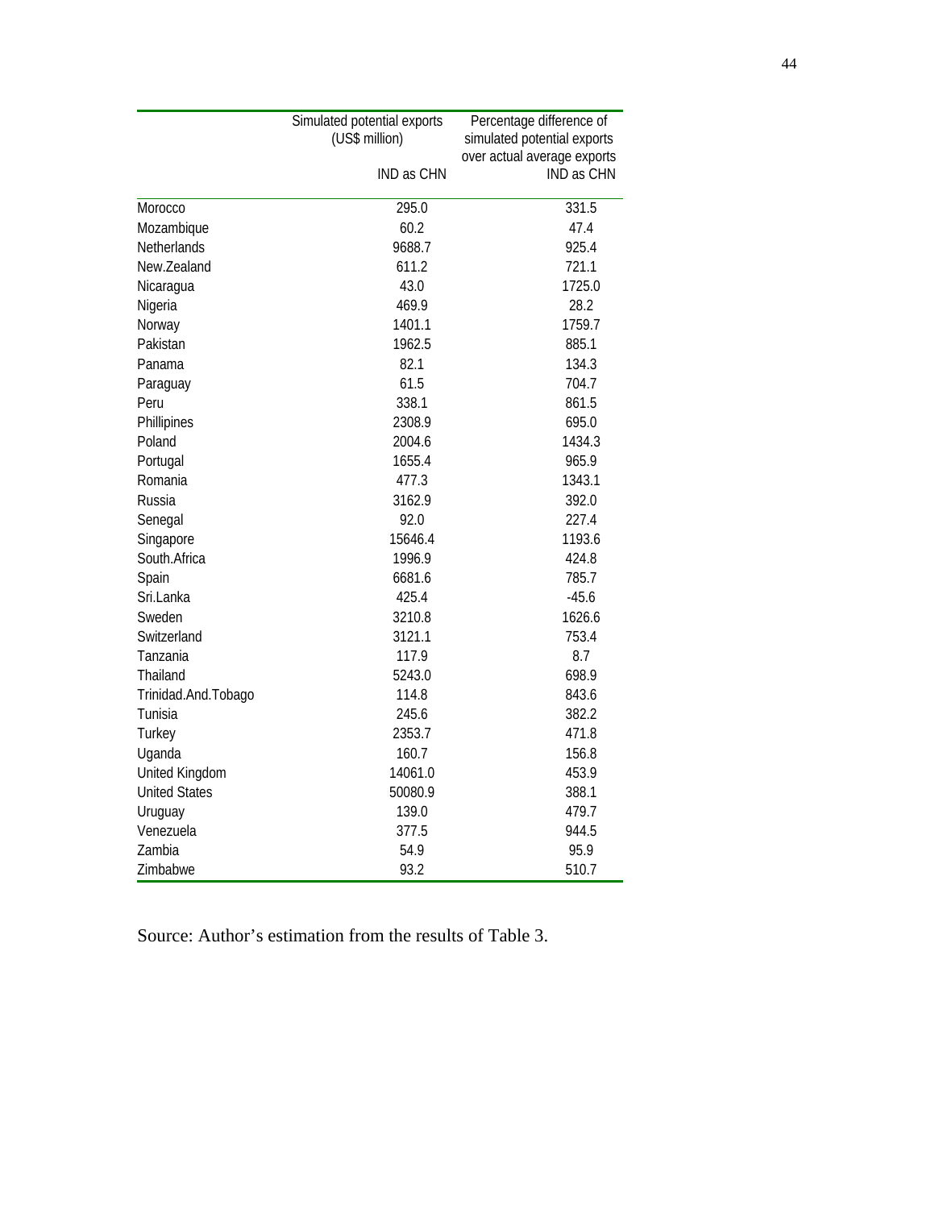| | Simulated potential exports (US$ million) | Percentage difference of simulated potential exports over actual average exports |
|---|---|---|
| | IND as CHN | IND as CHN |
| Morocco | 295.0 | 331.5 |
| Mozambique | 60.2 | 47.4 |
| Netherlands | 9688.7 | 925.4 |
| New.Zealand | 611.2 | 721.1 |
| Nicaragua | 43.0 | 1725.0 |
| Nigeria | 469.9 | 28.2 |
| Norway | 1401.1 | 1759.7 |
| Pakistan | 1962.5 | 885.1 |
| Panama | 82.1 | 134.3 |
| Paraguay | 61.5 | 704.7 |
| Peru | 338.1 | 861.5 |
| Phillipines | 2308.9 | 695.0 |
| Poland | 2004.6 | 1434.3 |
| Portugal | 1655.4 | 965.9 |
| Romania | 477.3 | 1343.1 |
| Russia | 3162.9 | 392.0 |
| Senegal | 92.0 | 227.4 |
| Singapore | 15646.4 | 1193.6 |
| South.Africa | 1996.9 | 424.8 |
| Spain | 6681.6 | 785.7 |
| Sri.Lanka | 425.4 | -45.6 |
| Sweden | 3210.8 | 1626.6 |
| Switzerland | 3121.1 | 753.4 |
| Tanzania | 117.9 | 8.7 |
| Thailand | 5243.0 | 698.9 |
| Trinidad.And.Tobago | 114.8 | 843.6 |
| Tunisia | 245.6 | 382.2 |
| Turkey | 2353.7 | 471.8 |
| Uganda | 160.7 | 156.8 |
| United Kingdom | 14061.0 | 453.9 |
| United States | 50080.9 | 388.1 |
| Uruguay | 139.0 | 479.7 |
| Venezuela | 377.5 | 944.5 |
| Zambia | 54.9 | 95.9 |
| Zimbabwe | 93.2 | 510.7 |

Source: Author's estimation from the results of Table 3.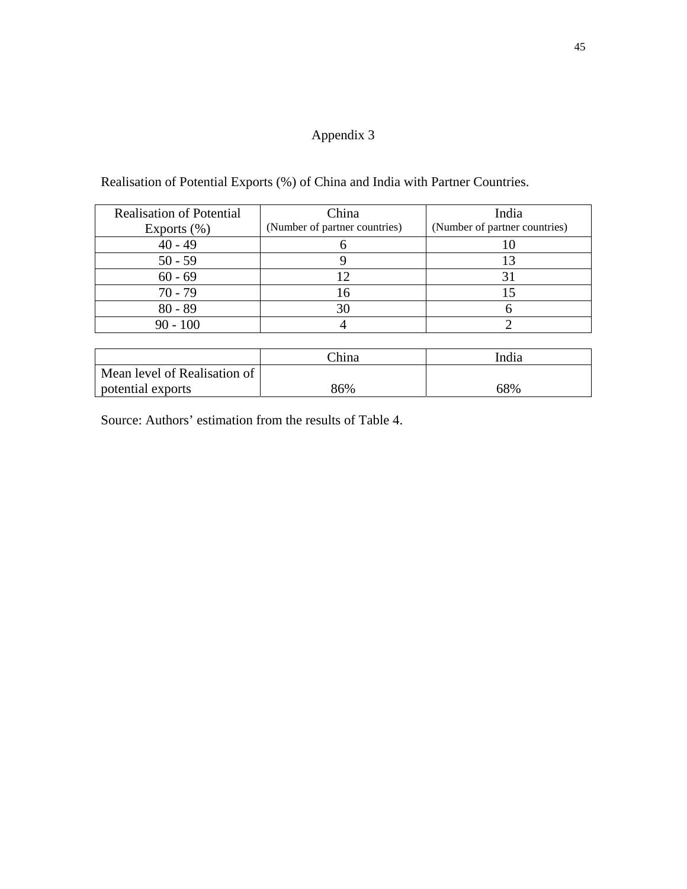# Appendix 3

Realisation of Potential Exports (%) of China and India with Partner Countries.

| Realisation of Potential Exports (%) | China (Number of partner countries) | India (Number of partner countries) |
|---|---|---|
| 40 - 49 | 6 | 10 |
| 50 - 59 | 9 | 13 |
| 60 - 69 | 12 | 31 |
| 70 - 79 | 16 | 15 |
| 80 - 89 | 30 | 6 |
| 90 - 100 | 4 | 2 |

| | China | India |
|---|---|---|
| Mean level of Realisation of potential exports | 86% | 68% |

Source: Authors' estimation from the results of Table 4.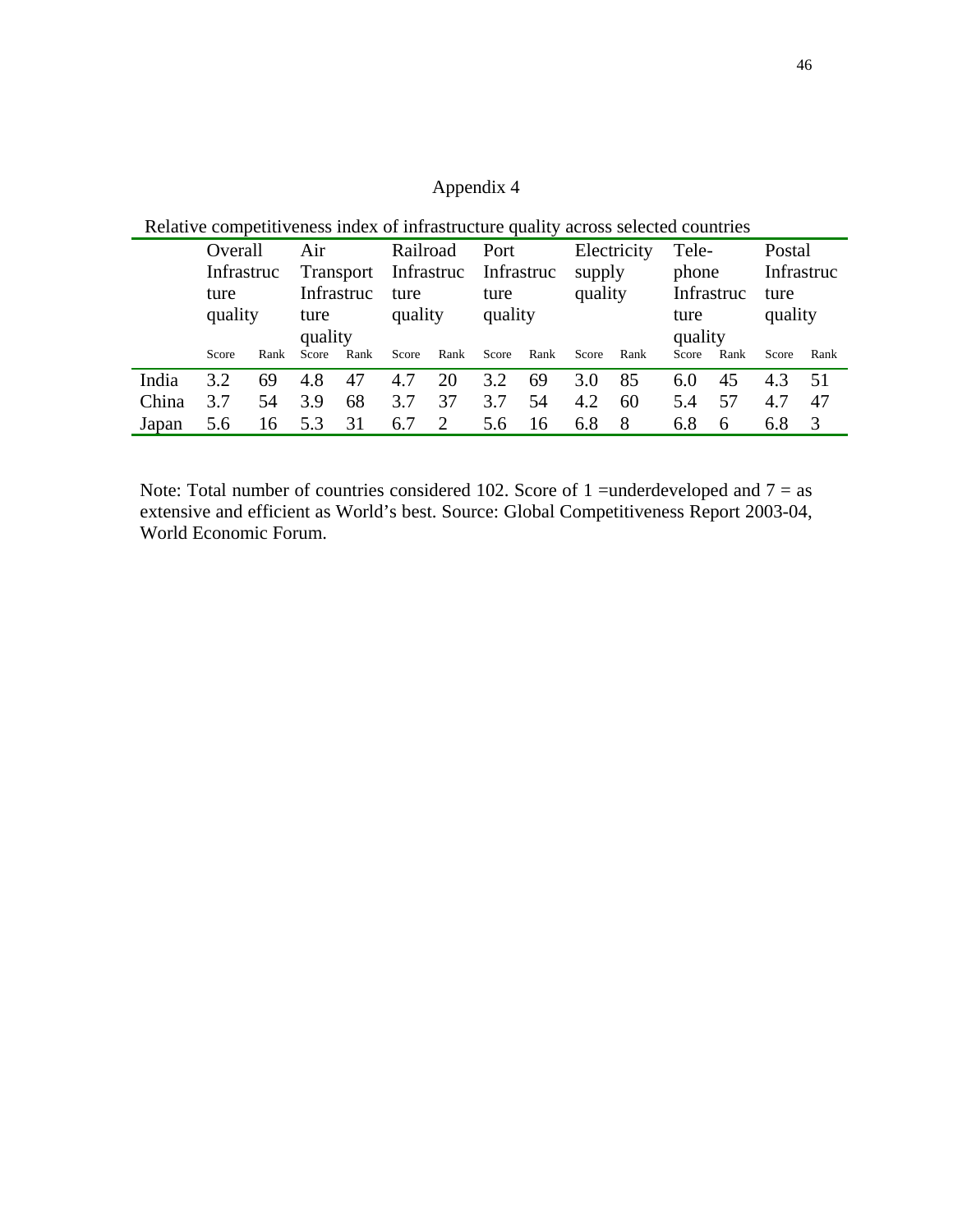# Appendix 4

Relative competitiveness index of infrastructure quality across selected countries

| | Overall Infrastructure quality | | Air Transport Infrastructure quality | | Railroad Infrastructure quality | | Port Infrastructure quality | | Electricity supply quality | | Telephone Infrastructure quality | | Postal Infrastructure quality | |
|---|---|---|---|---|---|---|---|---|---|---|---|---|---|---|
| | Score | Rank | Score | Rank | Score | Rank | Score | Rank | Score | Rank | Score | Rank | Score | Rank |
| India | 3.2 | 69 | 4.8 | 47 | 4.7 | 20 | 3.2 | 69 | 3.0 | 85 | 6.0 | 45 | 4.3 | 51 |
| China | 3.7 | 54 | 3.9 | 68 | 3.7 | 37 | 3.7 | 54 | 4.2 | 60 | 5.4 | 57 | 4.7 | 47 |
| Japan | 5.6 | 16 | 5.3 | 31 | 6.7 | 2 | 5.6 | 16 | 6.8 | 8 | 6.8 | 6 | 6.8 | 3 |

Note: Total number of countries considered 102. Score of 1 =underdeveloped and 7 = as extensive and efficient as World's best. Source: Global Competitiveness Report 2003-04, World Economic Forum.